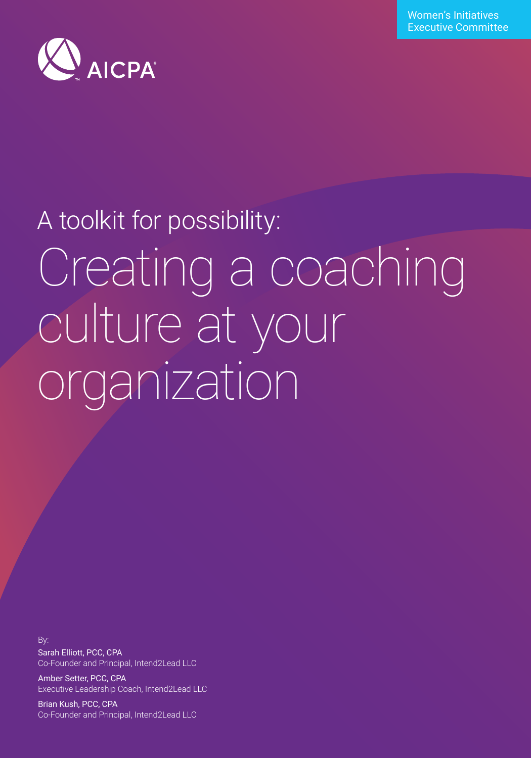Women's Initiatives Executive Committee

AICPA®

A toolkit for possibility:

# Creating a coaching culture at your organization

By:

Sarah Elliott, PCC, CPA
Co-Founder and Principal, Intend2Lead LLC

Amber Setter, PCC, CPA
Executive Leadership Coach, Intend2Lead LLC

Brian Kush, PCC, CPA
Co-Founder and Principal, Intend2Lead LLC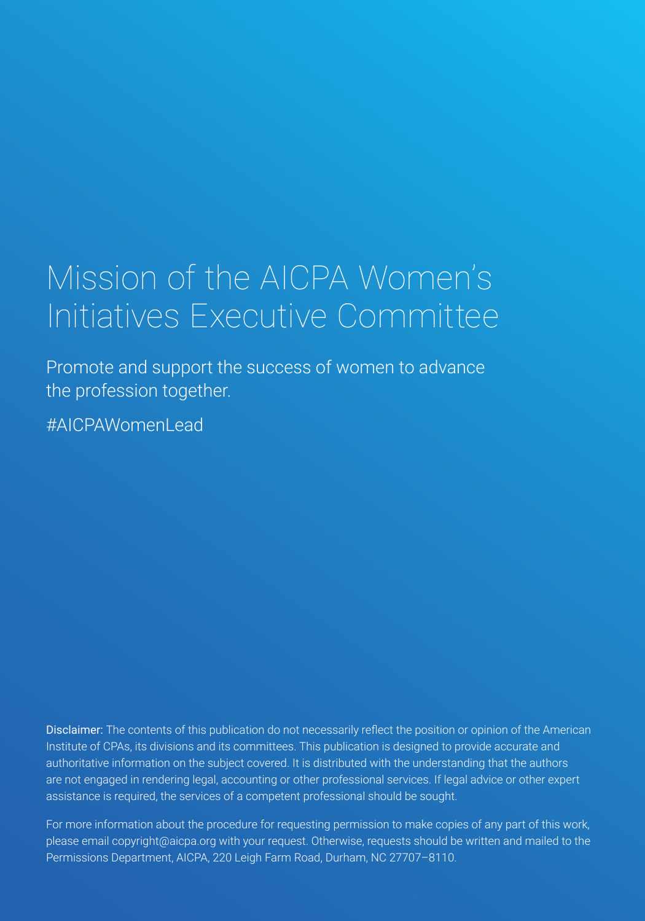# Mission of the AICPA Women's Initiatives Executive Committee

Promote and support the success of women to advance the profession together.

#AICPAWomenLead

**Disclaimer:** The contents of this publication do not necessarily reflect the position or opinion of the American Institute of CPAs, its divisions and its committees. This publication is designed to provide accurate and authoritative information on the subject covered. It is distributed with the understanding that the authors are not engaged in rendering legal, accounting or other professional services. If legal advice or other expert assistance is required, the services of a competent professional should be sought.

For more information about the procedure for requesting permission to make copies of any part of this work, please email copyright@aicpa.org with your request. Otherwise, requests should be written and mailed to the Permissions Department, AICPA, 220 Leigh Farm Road, Durham, NC 27707–8110.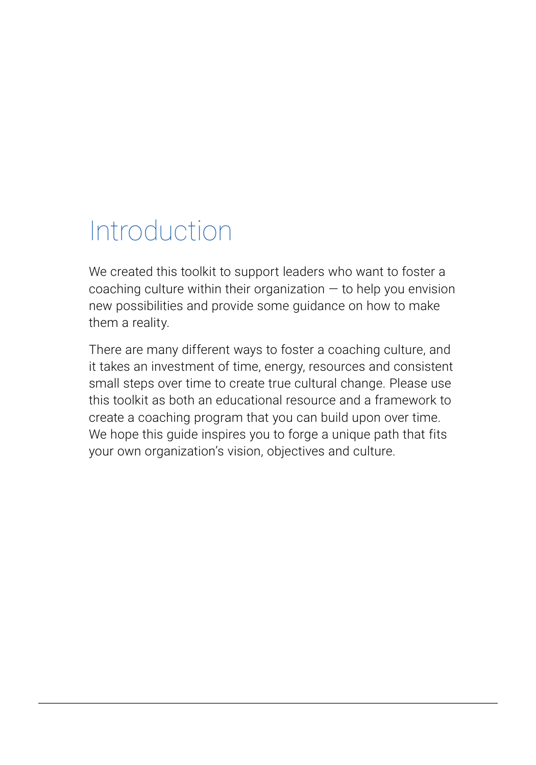# Introduction

We created this toolkit to support leaders who want to foster a coaching culture within their organization — to help you envision new possibilities and provide some guidance on how to make them a reality.

There are many different ways to foster a coaching culture, and it takes an investment of time, energy, resources and consistent small steps over time to create true cultural change. Please use this toolkit as both an educational resource and a framework to create a coaching program that you can build upon over time. We hope this guide inspires you to forge a unique path that fits your own organization's vision, objectives and culture.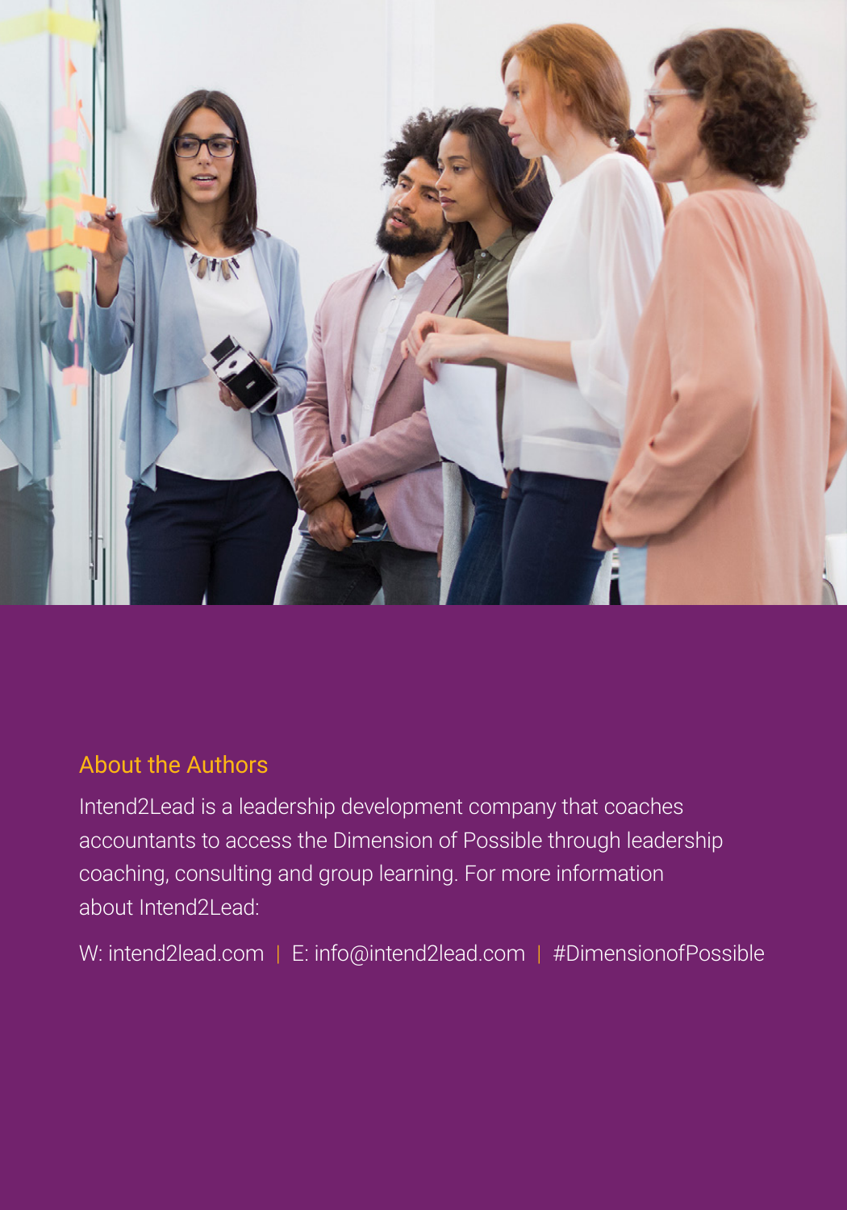## About the Authors

Intend2Lead is a leadership development company that coaches accountants to access the Dimension of Possible through leadership coaching, consulting and group learning. For more information about Intend2Lead:

W: intend2lead.com | E: info@intend2lead.com | #DimensionofPossible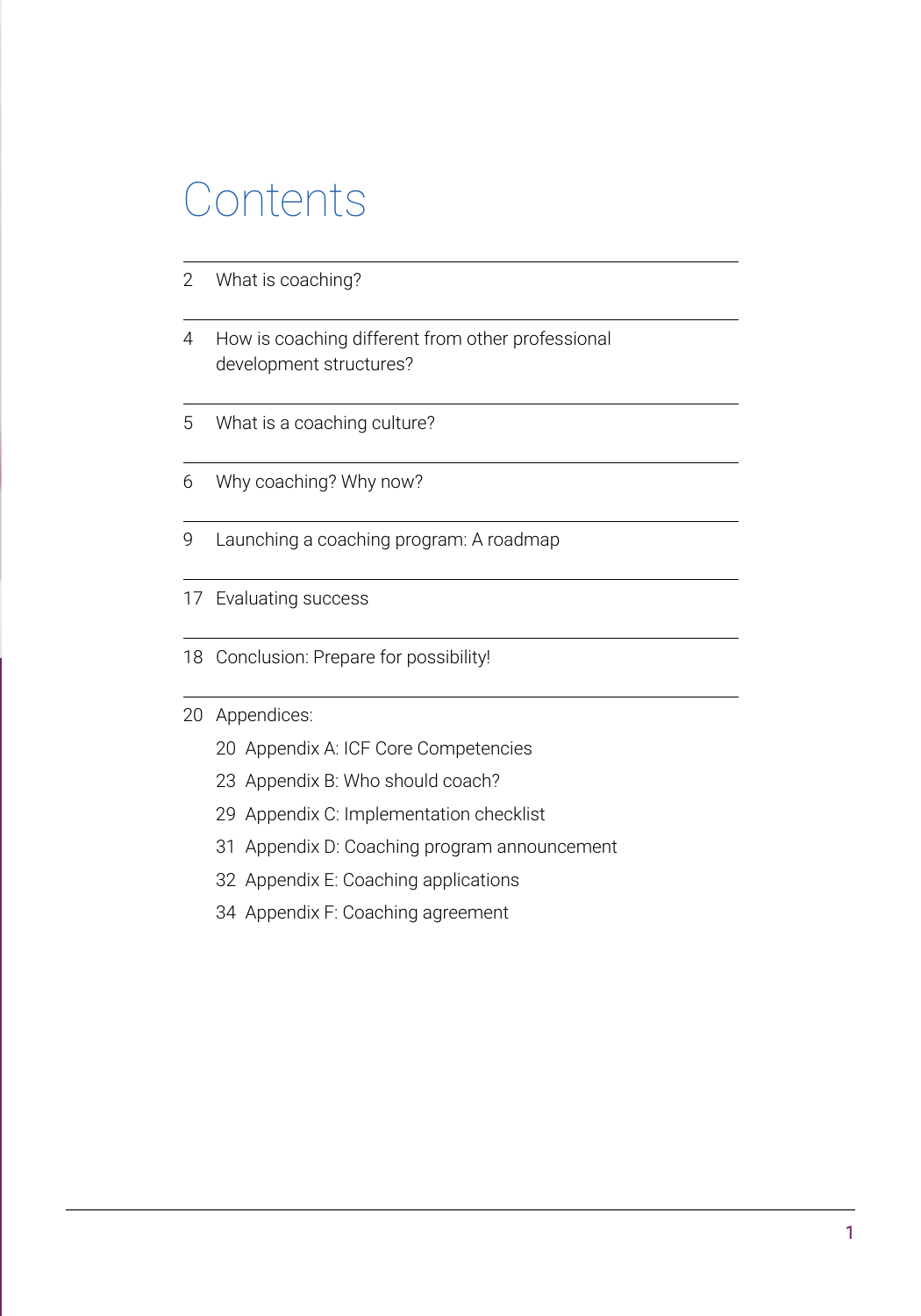# Contents

2 What is coaching?

4 How is coaching different from other professional development structures?

5 What is a coaching culture?

6 Why coaching? Why now?

9 Launching a coaching program: A roadmap

17 Evaluating success

18 Conclusion: Prepare for possibility!

20 Appendices:

- 20 Appendix A: ICF Core Competencies
- 23 Appendix B: Who should coach?
- 29 Appendix C: Implementation checklist
- 31 Appendix D: Coaching program announcement
- 32 Appendix E: Coaching applications
- 34 Appendix F: Coaching agreement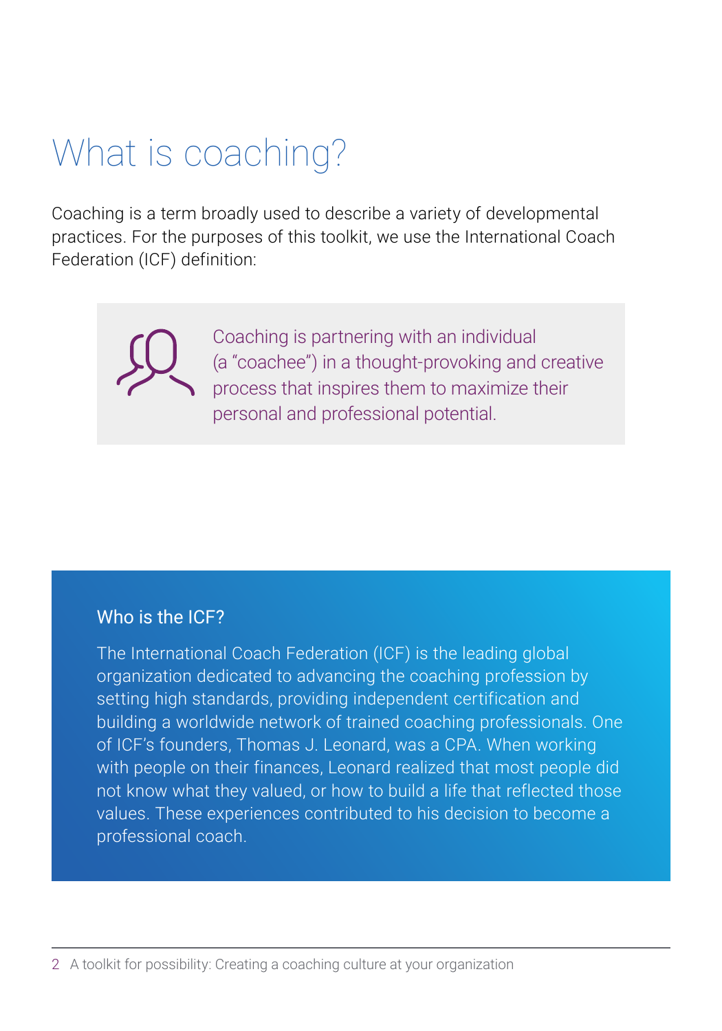# What is coaching?

Coaching is a term broadly used to describe a variety of developmental practices. For the purposes of this toolkit, we use the International Coach Federation (ICF) definition:

> Coaching is partnering with an individual (a "coachee") in a thought-provoking and creative process that inspires them to maximize their personal and professional potential.

### Who is the ICF?

The International Coach Federation (ICF) is the leading global organization dedicated to advancing the coaching profession by setting high standards, providing independent certification and building a worldwide network of trained coaching professionals. One of ICF's founders, Thomas J. Leonard, was a CPA. When working with people on their finances, Leonard realized that most people did not know what they valued, or how to build a life that reflected those values. These experiences contributed to his decision to become a professional coach.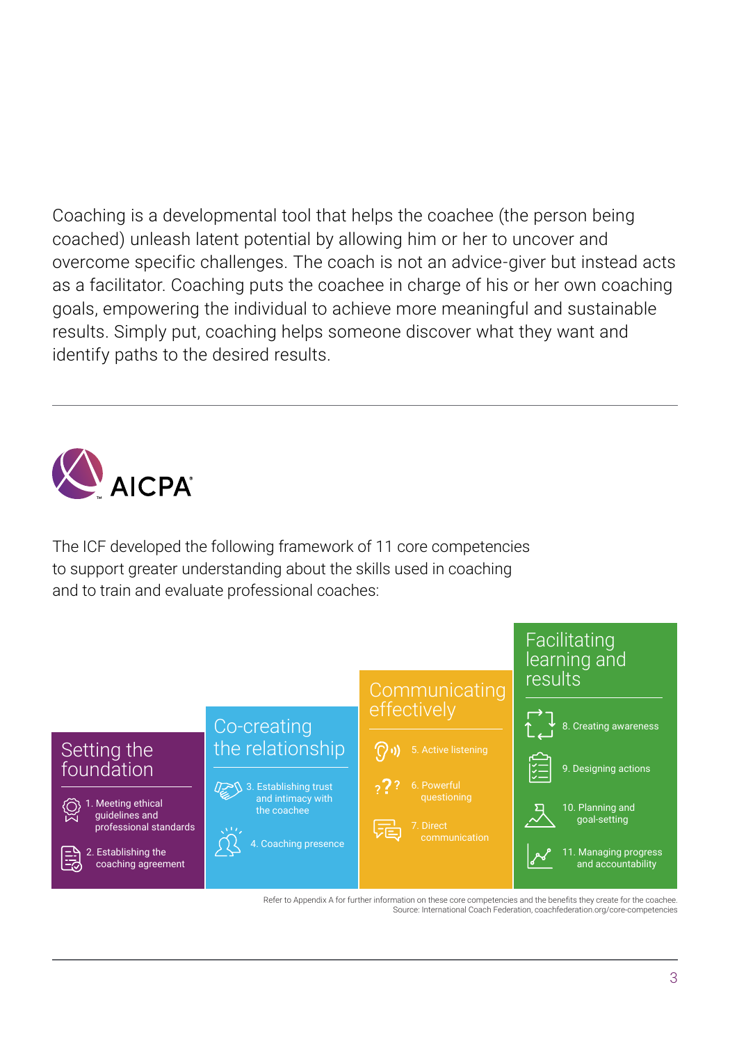Coaching is a developmental tool that helps the coachee (the person being coached) unleash latent potential by allowing him or her to uncover and overcome specific challenges. The coach is not an advice-giver but instead acts as a facilitator. Coaching puts the coachee in charge of his or her own coaching goals, empowering the individual to achieve more meaningful and sustainable results. Simply put, coaching helps someone discover what they want and identify paths to the desired results.

---

AICPA

The ICF developed the following framework of 11 core competencies to support greater understanding about the skills used in coaching and to train and evaluate professional coaches:

**Setting the foundation**

1. Meeting ethical guidelines and professional standards
2. Establishing the coaching agreement

**Co-creating the relationship**

3. Establishing trust and intimacy with the coachee
4. Coaching presence

**Communicating effectively**

5. Active listening
6. Powerful questioning
7. Direct communication

**Facilitating learning and results**

8. Creating awareness
9. Designing actions
10. Planning and goal-setting
11. Managing progress and accountability

Refer to Appendix A for further information on these core competencies and the benefits they create for the coachee.
Source: International Coach Federation, coachfederation.org/core-competencies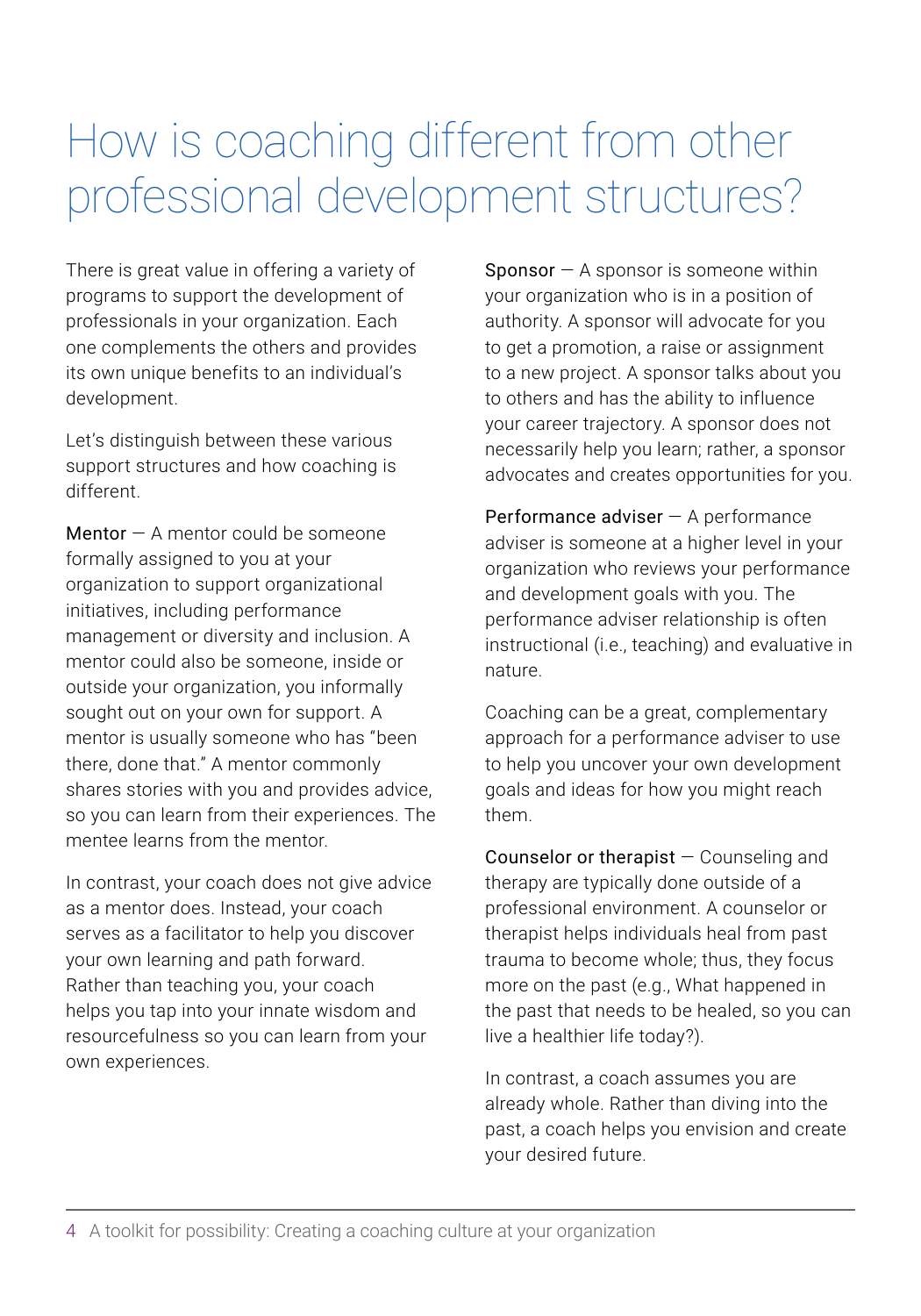# How is coaching different from other professional development structures?

There is great value in offering a variety of programs to support the development of professionals in your organization. Each one complements the others and provides its own unique benefits to an individual's development.

Let's distinguish between these various support structures and how coaching is different.

Mentor — A mentor could be someone formally assigned to you at your organization to support organizational initiatives, including performance management or diversity and inclusion. A mentor could also be someone, inside or outside your organization, you informally sought out on your own for support. A mentor is usually someone who has "been there, done that." A mentor commonly shares stories with you and provides advice, so you can learn from their experiences. The mentee learns from the mentor.

In contrast, your coach does not give advice as a mentor does. Instead, your coach serves as a facilitator to help you discover your own learning and path forward. Rather than teaching you, your coach helps you tap into your innate wisdom and resourcefulness so you can learn from your own experiences.

Sponsor — A sponsor is someone within your organization who is in a position of authority. A sponsor will advocate for you to get a promotion, a raise or assignment to a new project. A sponsor talks about you to others and has the ability to influence your career trajectory. A sponsor does not necessarily help you learn; rather, a sponsor advocates and creates opportunities for you.

Performance adviser — A performance adviser is someone at a higher level in your organization who reviews your performance and development goals with you. The performance adviser relationship is often instructional (i.e., teaching) and evaluative in nature.

Coaching can be a great, complementary approach for a performance adviser to use to help you uncover your own development goals and ideas for how you might reach them.

Counselor or therapist — Counseling and therapy are typically done outside of a professional environment. A counselor or therapist helps individuals heal from past trauma to become whole; thus, they focus more on the past (e.g., What happened in the past that needs to be healed, so you can live a healthier life today?).

In contrast, a coach assumes you are already whole. Rather than diving into the past, a coach helps you envision and create your desired future.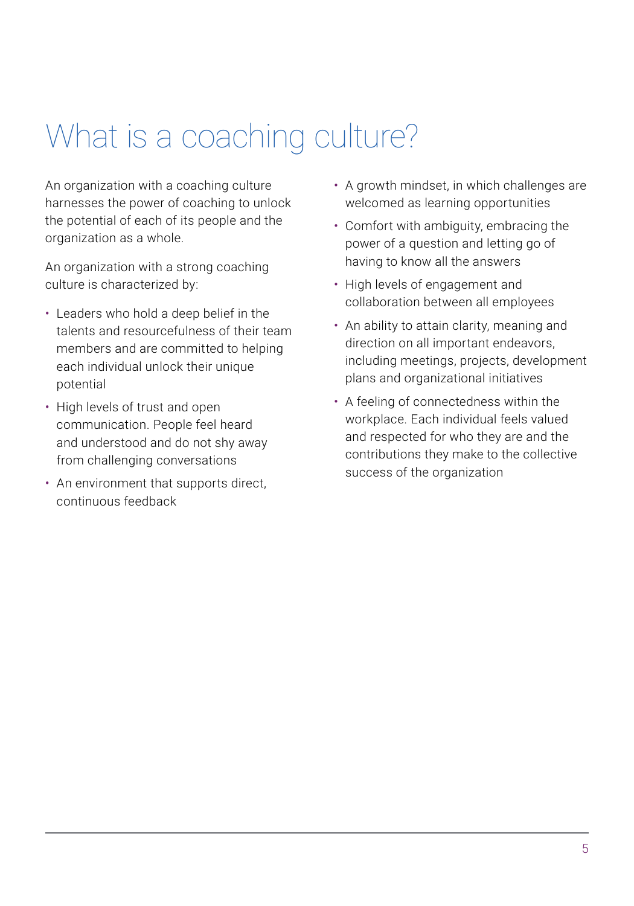# What is a coaching culture?

An organization with a coaching culture harnesses the power of coaching to unlock the potential of each of its people and the organization as a whole.

An organization with a strong coaching culture is characterized by:

- Leaders who hold a deep belief in the talents and resourcefulness of their team members and are committed to helping each individual unlock their unique potential
- High levels of trust and open communication. People feel heard and understood and do not shy away from challenging conversations
- An environment that supports direct, continuous feedback
- A growth mindset, in which challenges are welcomed as learning opportunities
- Comfort with ambiguity, embracing the power of a question and letting go of having to know all the answers
- High levels of engagement and collaboration between all employees
- An ability to attain clarity, meaning and direction on all important endeavors, including meetings, projects, development plans and organizational initiatives
- A feeling of connectedness within the workplace. Each individual feels valued and respected for who they are and the contributions they make to the collective success of the organization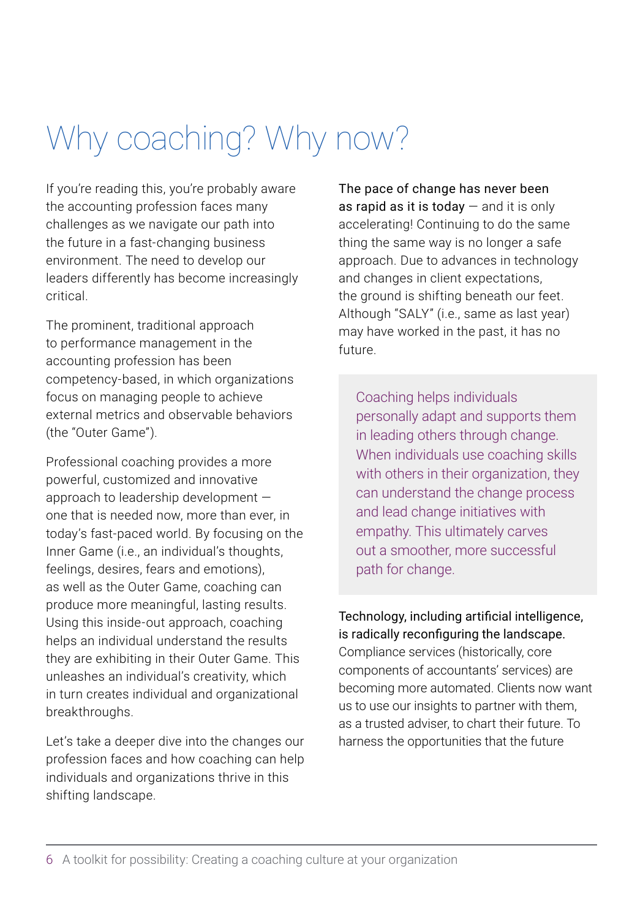# Why coaching? Why now?

If you're reading this, you're probably aware the accounting profession faces many challenges as we navigate our path into the future in a fast-changing business environment. The need to develop our leaders differently has become increasingly critical.

The prominent, traditional approach to performance management in the accounting profession has been competency-based, in which organizations focus on managing people to achieve external metrics and observable behaviors (the "Outer Game").

Professional coaching provides a more powerful, customized and innovative approach to leadership development — one that is needed now, more than ever, in today's fast-paced world. By focusing on the Inner Game (i.e., an individual's thoughts, feelings, desires, fears and emotions), as well as the Outer Game, coaching can produce more meaningful, lasting results. Using this inside-out approach, coaching helps an individual understand the results they are exhibiting in their Outer Game. This unleashes an individual's creativity, which in turn creates individual and organizational breakthroughs.

Let's take a deeper dive into the changes our profession faces and how coaching can help individuals and organizations thrive in this shifting landscape.

**The pace of change has never been as rapid as it is today** — and it is only accelerating! Continuing to do the same thing the same way is no longer a safe approach. Due to advances in technology and changes in client expectations, the ground is shifting beneath our feet. Although "SALY" (i.e., same as last year) may have worked in the past, it has no future.

> Coaching helps individuals personally adapt and supports them in leading others through change. When individuals use coaching skills with others in their organization, they can understand the change process and lead change initiatives with empathy. This ultimately carves out a smoother, more successful path for change.

**Technology, including artificial intelligence, is radically reconfiguring the landscape.** Compliance services (historically, core components of accountants' services) are becoming more automated. Clients now want us to use our insights to partner with them, as a trusted adviser, to chart their future. To harness the opportunities that the future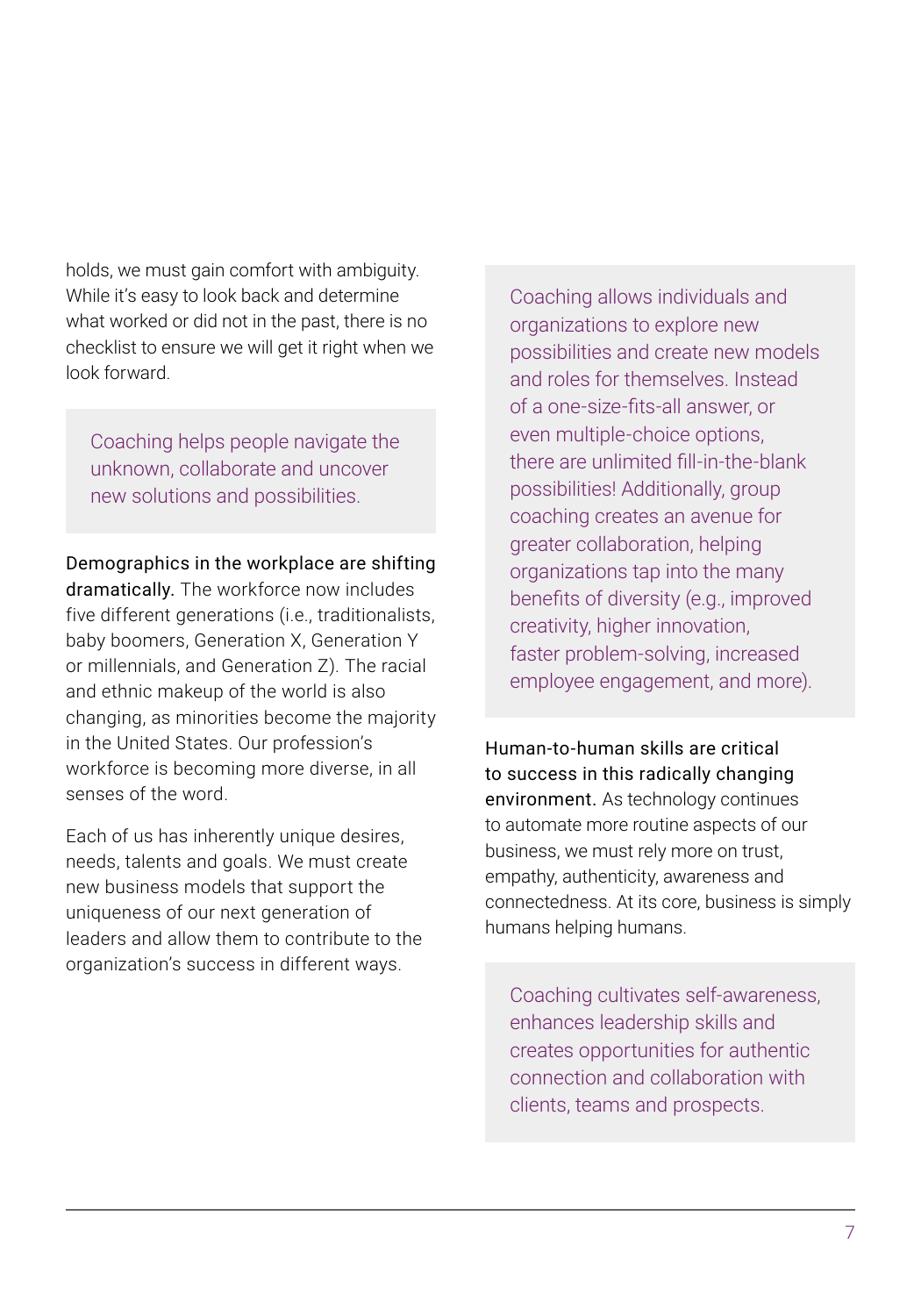holds, we must gain comfort with ambiguity. While it's easy to look back and determine what worked or did not in the past, there is no checklist to ensure we will get it right when we look forward.

> Coaching helps people navigate the unknown, collaborate and uncover new solutions and possibilities.

**Demographics in the workplace are shifting dramatically.** The workforce now includes five different generations (i.e., traditionalists, baby boomers, Generation X, Generation Y or millennials, and Generation Z). The racial and ethnic makeup of the world is also changing, as minorities become the majority in the United States. Our profession's workforce is becoming more diverse, in all senses of the word.

Each of us has inherently unique desires, needs, talents and goals. We must create new business models that support the uniqueness of our next generation of leaders and allow them to contribute to the organization's success in different ways.

> Coaching allows individuals and organizations to explore new possibilities and create new models and roles for themselves. Instead of a one-size-fits-all answer, or even multiple-choice options, there are unlimited fill-in-the-blank possibilities! Additionally, group coaching creates an avenue for greater collaboration, helping organizations tap into the many benefits of diversity (e.g., improved creativity, higher innovation, faster problem-solving, increased employee engagement, and more).

**Human-to-human skills are critical to success in this radically changing environment.** As technology continues to automate more routine aspects of our business, we must rely more on trust, empathy, authenticity, awareness and connectedness. At its core, business is simply humans helping humans.

> Coaching cultivates self-awareness, enhances leadership skills and creates opportunities for authentic connection and collaboration with clients, teams and prospects.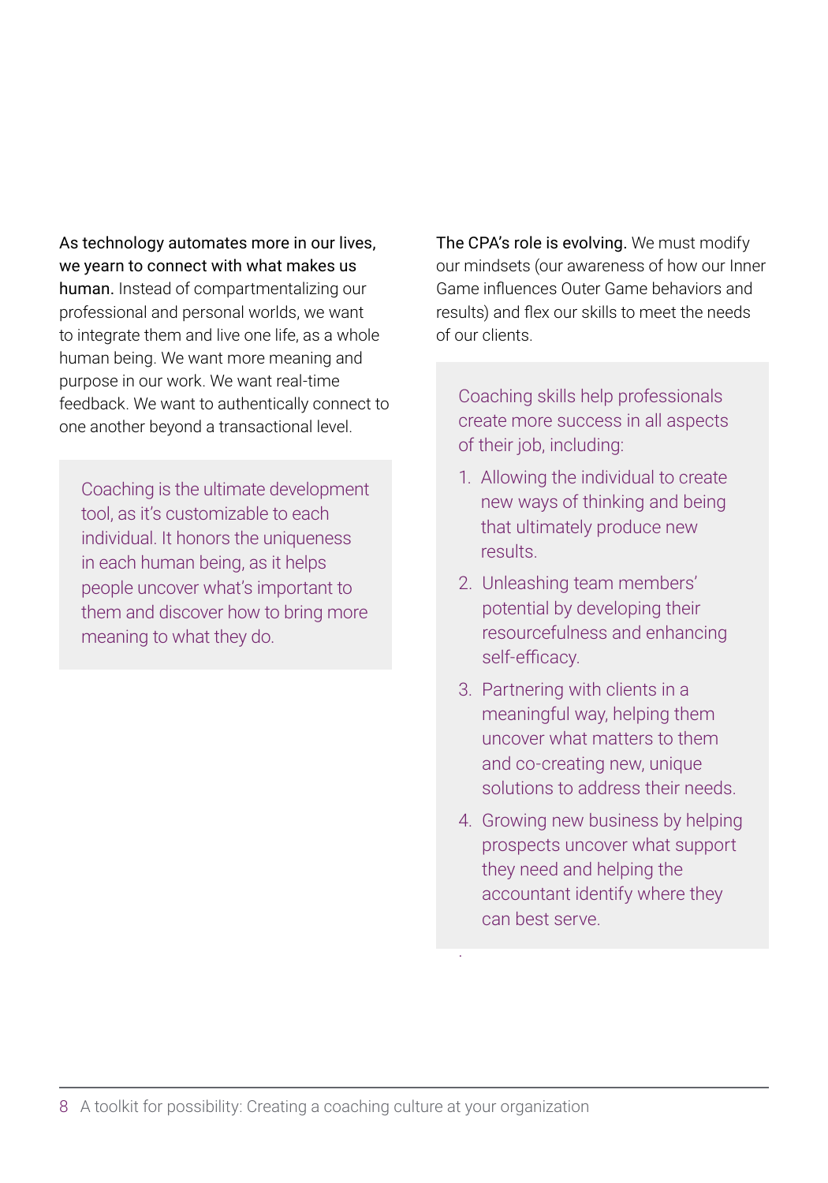**As technology automates more in our lives, we yearn to connect with what makes us human.** Instead of compartmentalizing our professional and personal worlds, we want to integrate them and live one life, as a whole human being. We want more meaning and purpose in our work. We want real-time feedback. We want to authentically connect to one another beyond a transactional level.

> Coaching is the ultimate development tool, as it's customizable to each individual. It honors the uniqueness in each human being, as it helps people uncover what's important to them and discover how to bring more meaning to what they do.

**The CPA's role is evolving.** We must modify our mindsets (our awareness of how our Inner Game influences Outer Game behaviors and results) and flex our skills to meet the needs of our clients.

> Coaching skills help professionals create more success in all aspects of their job, including:
>
> 1. Allowing the individual to create new ways of thinking and being that ultimately produce new results.
> 2. Unleashing team members' potential by developing their resourcefulness and enhancing self-efficacy.
> 3. Partnering with clients in a meaningful way, helping them uncover what matters to them and co-creating new, unique solutions to address their needs.
> 4. Growing new business by helping prospects uncover what support they need and helping the accountant identify where they can best serve.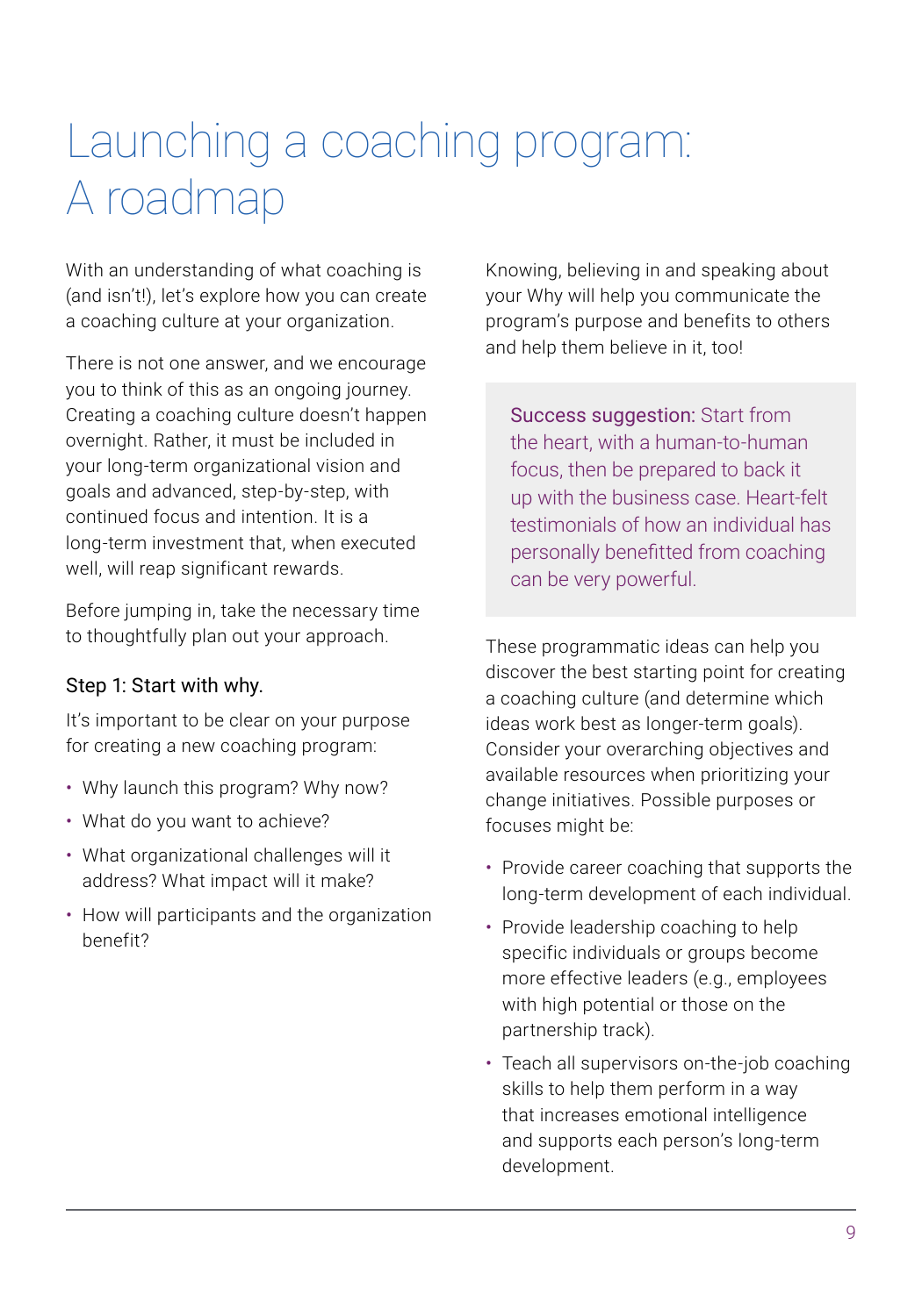# Launching a coaching program: A roadmap

With an understanding of what coaching is (and isn't!), let's explore how you can create a coaching culture at your organization.

There is not one answer, and we encourage you to think of this as an ongoing journey. Creating a coaching culture doesn't happen overnight. Rather, it must be included in your long-term organizational vision and goals and advanced, step-by-step, with continued focus and intention. It is a long-term investment that, when executed well, will reap significant rewards.

Before jumping in, take the necessary time to thoughtfully plan out your approach.

### Step 1: Start with why.

It's important to be clear on your purpose for creating a new coaching program:

- Why launch this program? Why now?
- What do you want to achieve?
- What organizational challenges will it address? What impact will it make?
- How will participants and the organization benefit?

Knowing, believing in and speaking about your Why will help you communicate the program's purpose and benefits to others and help them believe in it, too!

> **Success suggestion:** Start from the heart, with a human-to-human focus, then be prepared to back it up with the business case. Heart-felt testimonials of how an individual has personally benefitted from coaching can be very powerful.

These programmatic ideas can help you discover the best starting point for creating a coaching culture (and determine which ideas work best as longer-term goals). Consider your overarching objectives and available resources when prioritizing your change initiatives. Possible purposes or focuses might be:

- Provide career coaching that supports the long-term development of each individual.
- Provide leadership coaching to help specific individuals or groups become more effective leaders (e.g., employees with high potential or those on the partnership track).
- Teach all supervisors on-the-job coaching skills to help them perform in a way that increases emotional intelligence and supports each person's long-term development.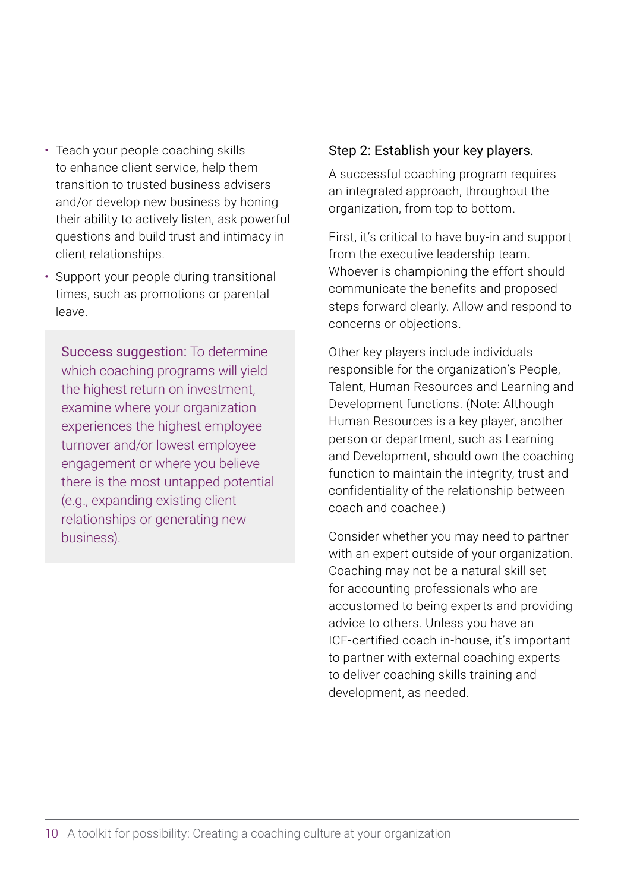- Teach your people coaching skills to enhance client service, help them transition to trusted business advisers and/or develop new business by honing their ability to actively listen, ask powerful questions and build trust and intimacy in client relationships.
- Support your people during transitional times, such as promotions or parental leave.

> **Success suggestion:** To determine which coaching programs will yield the highest return on investment, examine where your organization experiences the highest employee turnover and/or lowest employee engagement or where you believe there is the most untapped potential (e.g., expanding existing client relationships or generating new business).

### Step 2: Establish your key players.

A successful coaching program requires an integrated approach, throughout the organization, from top to bottom.

First, it's critical to have buy-in and support from the executive leadership team. Whoever is championing the effort should communicate the benefits and proposed steps forward clearly. Allow and respond to concerns or objections.

Other key players include individuals responsible for the organization's People, Talent, Human Resources and Learning and Development functions. (Note: Although Human Resources is a key player, another person or department, such as Learning and Development, should own the coaching function to maintain the integrity, trust and confidentiality of the relationship between coach and coachee.)

Consider whether you may need to partner with an expert outside of your organization. Coaching may not be a natural skill set for accounting professionals who are accustomed to being experts and providing advice to others. Unless you have an ICF-certified coach in-house, it's important to partner with external coaching experts to deliver coaching skills training and development, as needed.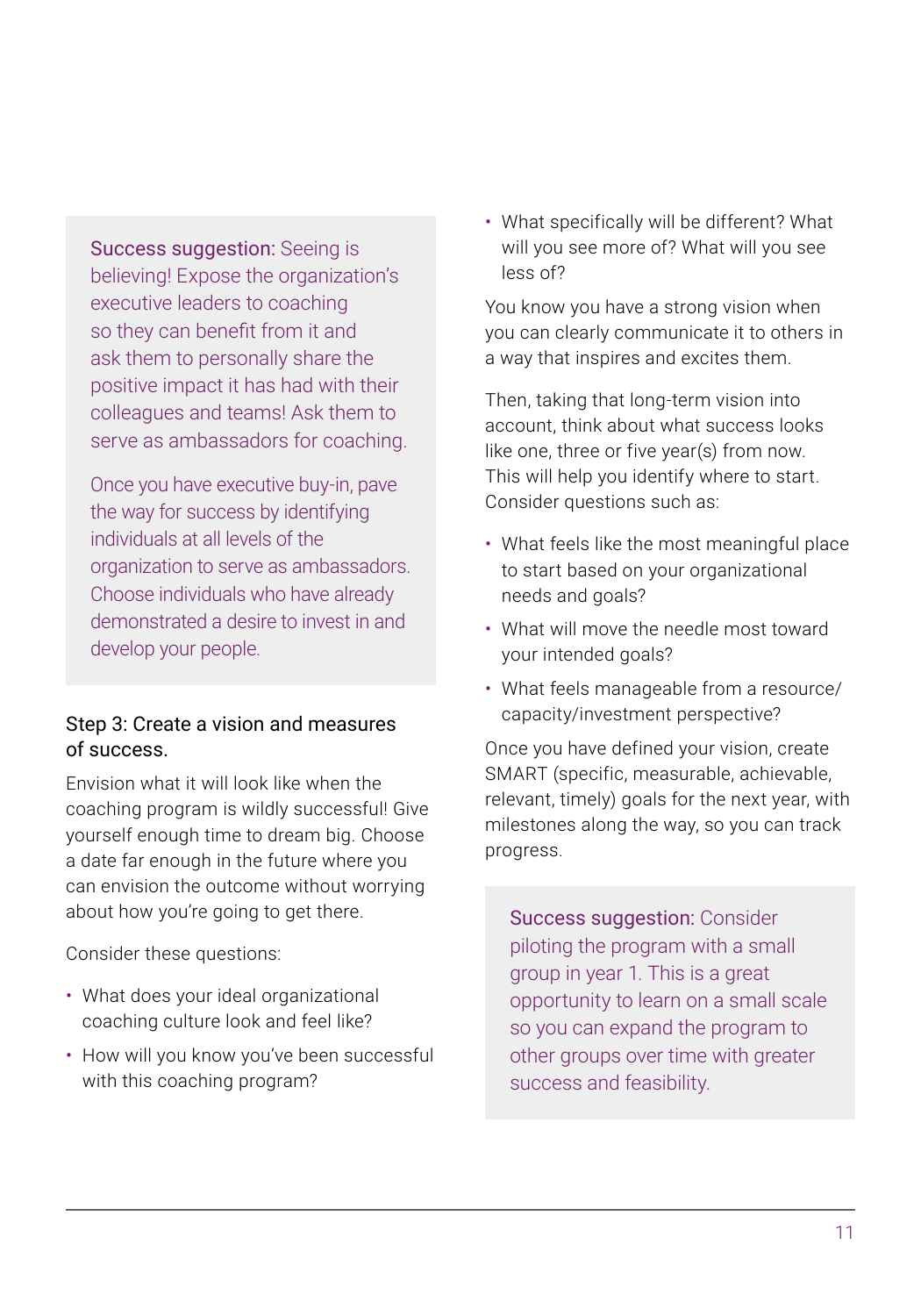> **Success suggestion:** Seeing is believing! Expose the organization's executive leaders to coaching so they can benefit from it and ask them to personally share the positive impact it has had with their colleagues and teams! Ask them to serve as ambassadors for coaching.
>
> Once you have executive buy-in, pave the way for success by identifying individuals at all levels of the organization to serve as ambassadors. Choose individuals who have already demonstrated a desire to invest in and develop your people.

### Step 3: Create a vision and measures of success.

Envision what it will look like when the coaching program is wildly successful! Give yourself enough time to dream big. Choose a date far enough in the future where you can envision the outcome without worrying about how you're going to get there.

Consider these questions:

- What does your ideal organizational coaching culture look and feel like?
- How will you know you've been successful with this coaching program?
- What specifically will be different? What will you see more of? What will you see less of?

You know you have a strong vision when you can clearly communicate it to others in a way that inspires and excites them.

Then, taking that long-term vision into account, think about what success looks like one, three or five year(s) from now. This will help you identify where to start. Consider questions such as:

- What feels like the most meaningful place to start based on your organizational needs and goals?
- What will move the needle most toward your intended goals?
- What feels manageable from a resource/capacity/investment perspective?

Once you have defined your vision, create SMART (specific, measurable, achievable, relevant, timely) goals for the next year, with milestones along the way, so you can track progress.

> **Success suggestion:** Consider piloting the program with a small group in year 1. This is a great opportunity to learn on a small scale so you can expand the program to other groups over time with greater success and feasibility.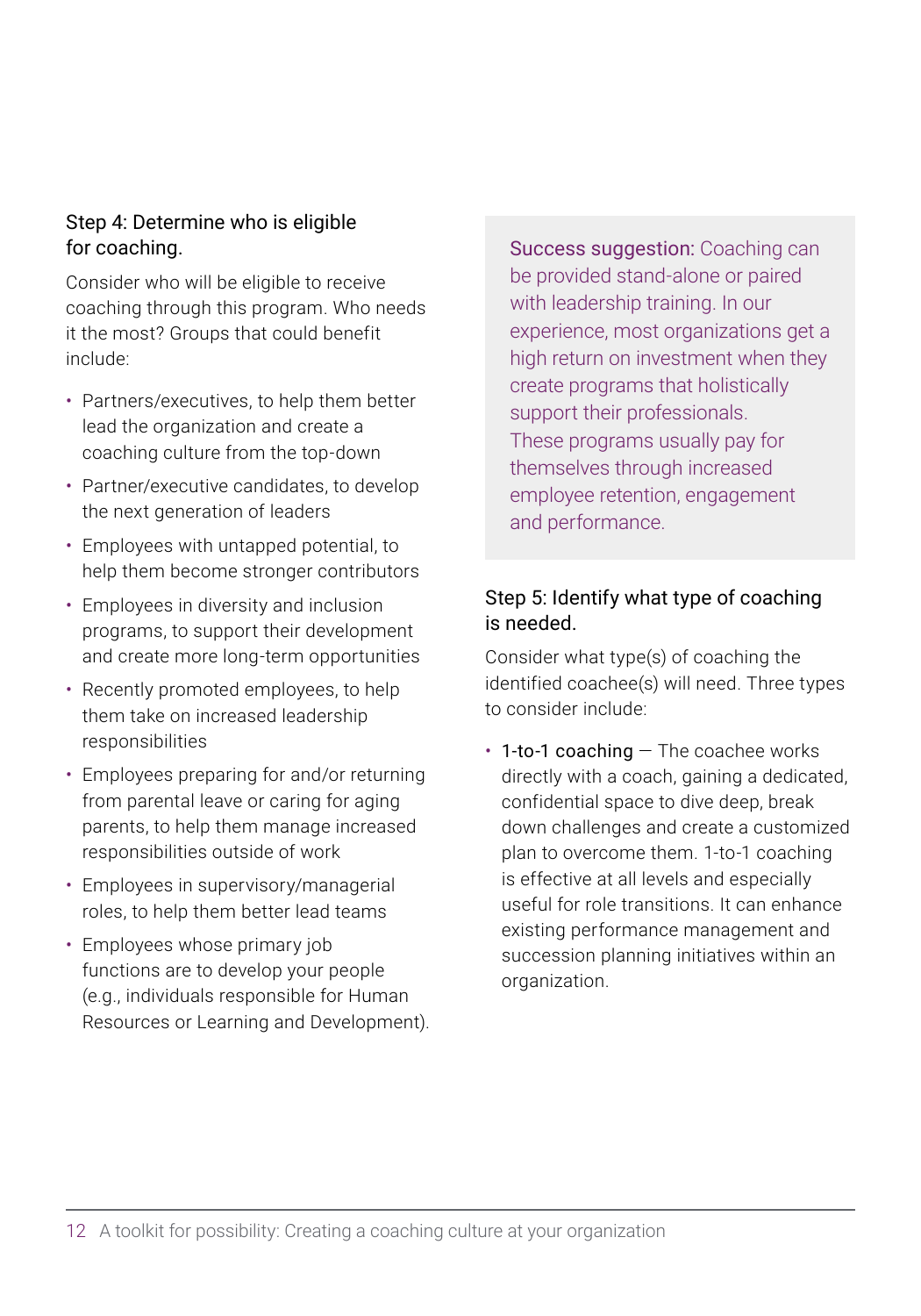### Step 4: Determine who is eligible for coaching.

Consider who will be eligible to receive coaching through this program. Who needs it the most? Groups that could benefit include:

- Partners/executives, to help them better lead the organization and create a coaching culture from the top-down
- Partner/executive candidates, to develop the next generation of leaders
- Employees with untapped potential, to help them become stronger contributors
- Employees in diversity and inclusion programs, to support their development and create more long-term opportunities
- Recently promoted employees, to help them take on increased leadership responsibilities
- Employees preparing for and/or returning from parental leave or caring for aging parents, to help them manage increased responsibilities outside of work
- Employees in supervisory/managerial roles, to help them better lead teams
- Employees whose primary job functions are to develop your people (e.g., individuals responsible for Human Resources or Learning and Development).

> Success suggestion: Coaching can be provided stand-alone or paired with leadership training. In our experience, most organizations get a high return on investment when they create programs that holistically support their professionals. These programs usually pay for themselves through increased employee retention, engagement and performance.

### Step 5: Identify what type of coaching is needed.

Consider what type(s) of coaching the identified coachee(s) will need. Three types to consider include:

- 1-to-1 coaching — The coachee works directly with a coach, gaining a dedicated, confidential space to dive deep, break down challenges and create a customized plan to overcome them. 1-to-1 coaching is effective at all levels and especially useful for role transitions. It can enhance existing performance management and succession planning initiatives within an organization.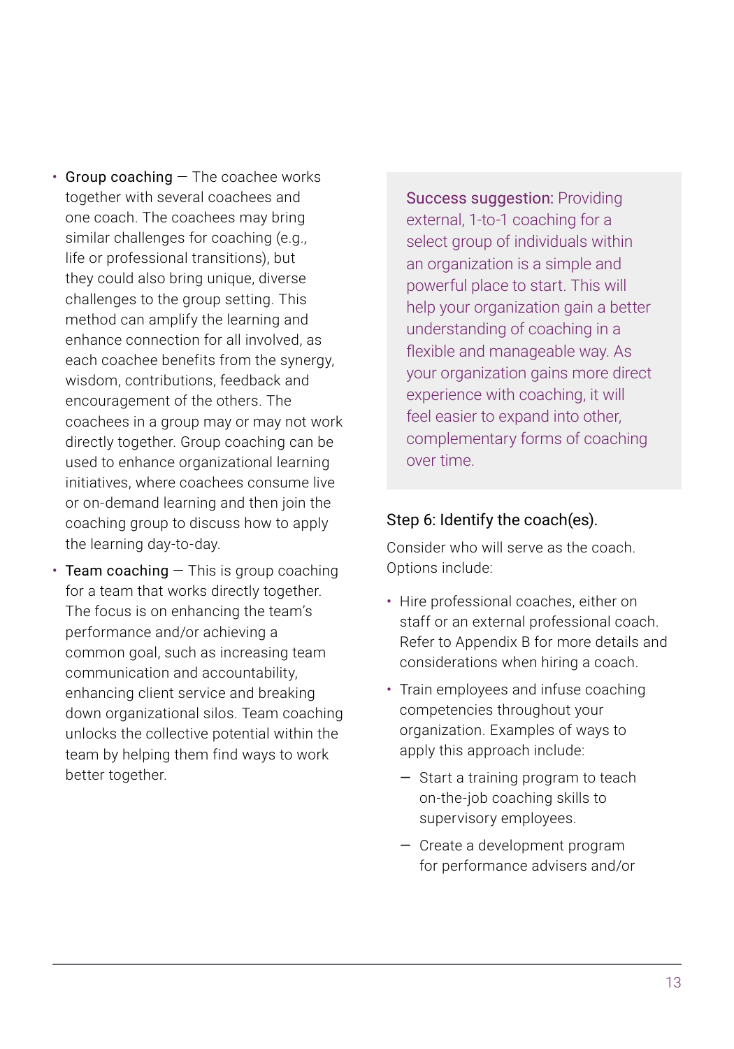- **Group coaching** — The coachee works together with several coachees and one coach. The coachees may bring similar challenges for coaching (e.g., life or professional transitions), but they could also bring unique, diverse challenges to the group setting. This method can amplify the learning and enhance connection for all involved, as each coachee benefits from the synergy, wisdom, contributions, feedback and encouragement of the others. The coachees in a group may or may not work directly together. Group coaching can be used to enhance organizational learning initiatives, where coachees consume live or on-demand learning and then join the coaching group to discuss how to apply the learning day-to-day.
- **Team coaching** — This is group coaching for a team that works directly together. The focus is on enhancing the team's performance and/or achieving a common goal, such as increasing team communication and accountability, enhancing client service and breaking down organizational silos. Team coaching unlocks the collective potential within the team by helping them find ways to work better together.

> **Success suggestion:** Providing external, 1-to-1 coaching for a select group of individuals within an organization is a simple and powerful place to start. This will help your organization gain a better understanding of coaching in a flexible and manageable way. As your organization gains more direct experience with coaching, it will feel easier to expand into other, complementary forms of coaching over time.

### Step 6: Identify the coach(es).

Consider who will serve as the coach. Options include:

- Hire professional coaches, either on staff or an external professional coach. Refer to Appendix B for more details and considerations when hiring a coach.
- Train employees and infuse coaching competencies throughout your organization. Examples of ways to apply this approach include:
  - Start a training program to teach on-the-job coaching skills to supervisory employees.
  - Create a development program for performance advisers and/or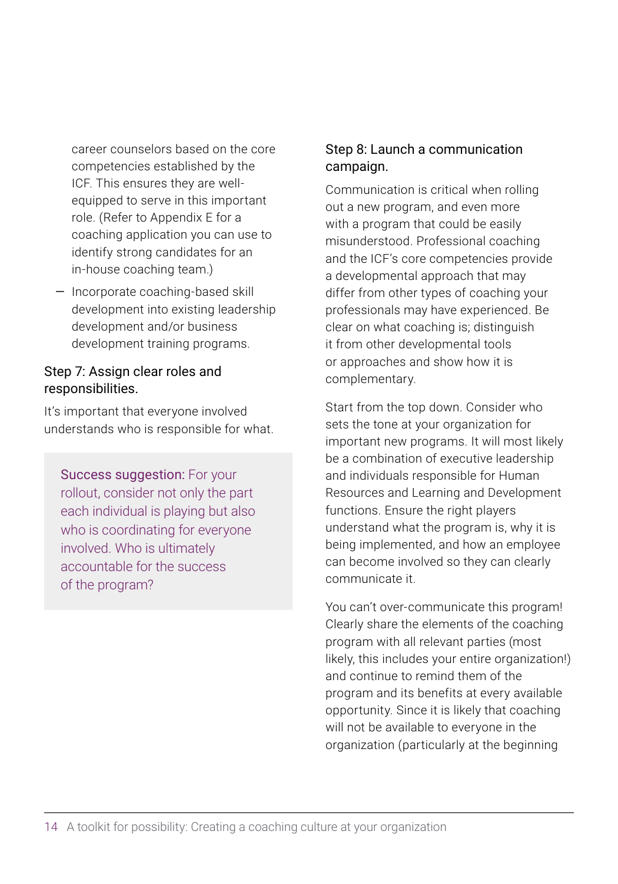career counselors based on the core competencies established by the ICF. This ensures they are well-equipped to serve in this important role. (Refer to Appendix E for a coaching application you can use to identify strong candidates for an in-house coaching team.)

- Incorporate coaching-based skill development into existing leadership development and/or business development training programs.

### Step 7: Assign clear roles and responsibilities.

It's important that everyone involved understands who is responsible for what.

> **Success suggestion:** For your rollout, consider not only the part each individual is playing but also who is coordinating for everyone involved. Who is ultimately accountable for the success of the program?

### Step 8: Launch a communication campaign.

Communication is critical when rolling out a new program, and even more with a program that could be easily misunderstood. Professional coaching and the ICF's core competencies provide a developmental approach that may differ from other types of coaching your professionals may have experienced. Be clear on what coaching is; distinguish it from other developmental tools or approaches and show how it is complementary.

Start from the top down. Consider who sets the tone at your organization for important new programs. It will most likely be a combination of executive leadership and individuals responsible for Human Resources and Learning and Development functions. Ensure the right players understand what the program is, why it is being implemented, and how an employee can become involved so they can clearly communicate it.

You can't over-communicate this program! Clearly share the elements of the coaching program with all relevant parties (most likely, this includes your entire organization!) and continue to remind them of the program and its benefits at every available opportunity. Since it is likely that coaching will not be available to everyone in the organization (particularly at the beginning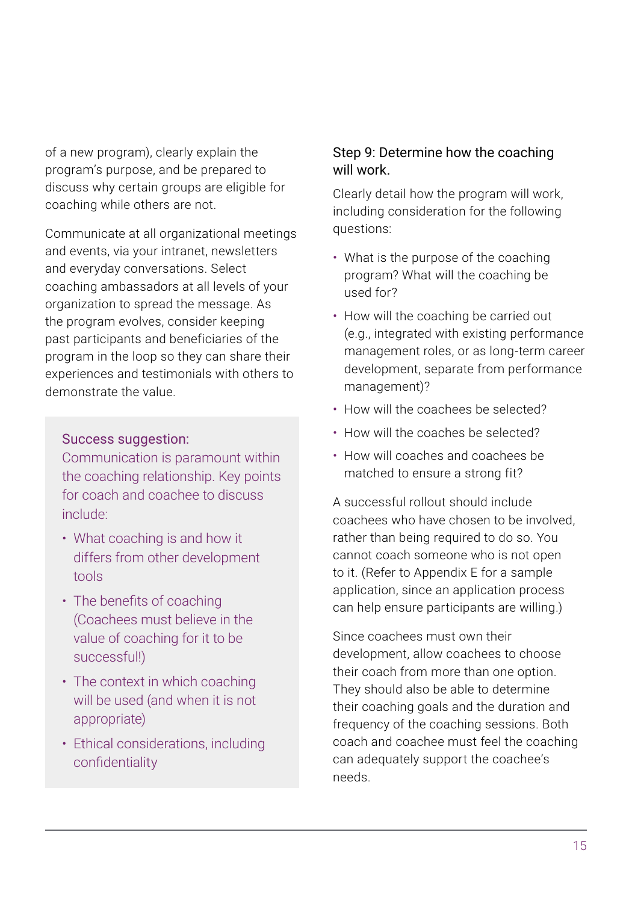of a new program), clearly explain the program's purpose, and be prepared to discuss why certain groups are eligible for coaching while others are not.

Communicate at all organizational meetings and events, via your intranet, newsletters and everyday conversations. Select coaching ambassadors at all levels of your organization to spread the message. As the program evolves, consider keeping past participants and beneficiaries of the program in the loop so they can share their experiences and testimonials with others to demonstrate the value.

> **Success suggestion:**
> Communication is paramount within the coaching relationship. Key points for coach and coachee to discuss include:
>
> - What coaching is and how it differs from other development tools
> - The benefits of coaching (Coachees must believe in the value of coaching for it to be successful!)
> - The context in which coaching will be used (and when it is not appropriate)
> - Ethical considerations, including confidentiality

### Step 9: Determine how the coaching will work.

Clearly detail how the program will work, including consideration for the following questions:

- What is the purpose of the coaching program? What will the coaching be used for?
- How will the coaching be carried out (e.g., integrated with existing performance management roles, or as long-term career development, separate from performance management)?
- How will the coachees be selected?
- How will the coaches be selected?
- How will coaches and coachees be matched to ensure a strong fit?

A successful rollout should include coachees who have chosen to be involved, rather than being required to do so. You cannot coach someone who is not open to it. (Refer to Appendix E for a sample application, since an application process can help ensure participants are willing.)

Since coachees must own their development, allow coachees to choose their coach from more than one option. They should also be able to determine their coaching goals and the duration and frequency of the coaching sessions. Both coach and coachee must feel the coaching can adequately support the coachee's needs.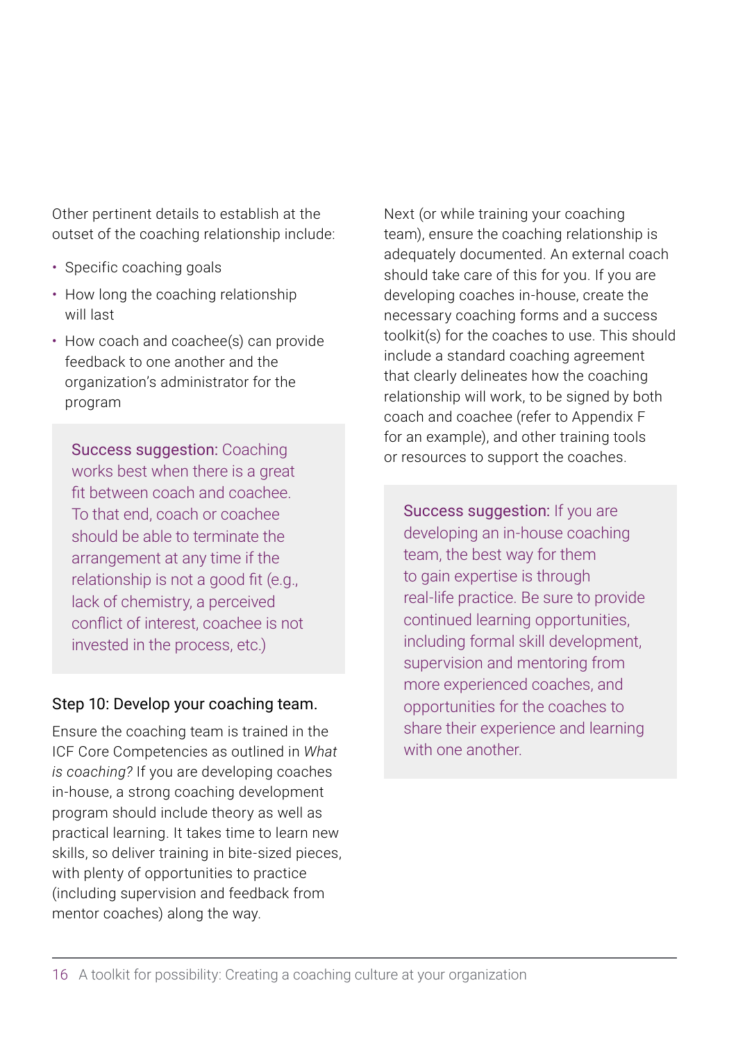Other pertinent details to establish at the outset of the coaching relationship include:

- Specific coaching goals
- How long the coaching relationship will last
- How coach and coachee(s) can provide feedback to one another and the organization's administrator for the program

> **Success suggestion:** Coaching works best when there is a great fit between coach and coachee. To that end, coach or coachee should be able to terminate the arrangement at any time if the relationship is not a good fit (e.g., lack of chemistry, a perceived conflict of interest, coachee is not invested in the process, etc.)

### Step 10: Develop your coaching team.

Ensure the coaching team is trained in the ICF Core Competencies as outlined in *What is coaching?* If you are developing coaches in-house, a strong coaching development program should include theory as well as practical learning. It takes time to learn new skills, so deliver training in bite-sized pieces, with plenty of opportunities to practice (including supervision and feedback from mentor coaches) along the way.

Next (or while training your coaching team), ensure the coaching relationship is adequately documented. An external coach should take care of this for you. If you are developing coaches in-house, create the necessary coaching forms and a success toolkit(s) for the coaches to use. This should include a standard coaching agreement that clearly delineates how the coaching relationship will work, to be signed by both coach and coachee (refer to Appendix F for an example), and other training tools or resources to support the coaches.

> **Success suggestion:** If you are developing an in-house coaching team, the best way for them to gain expertise is through real-life practice. Be sure to provide continued learning opportunities, including formal skill development, supervision and mentoring from more experienced coaches, and opportunities for the coaches to share their experience and learning with one another.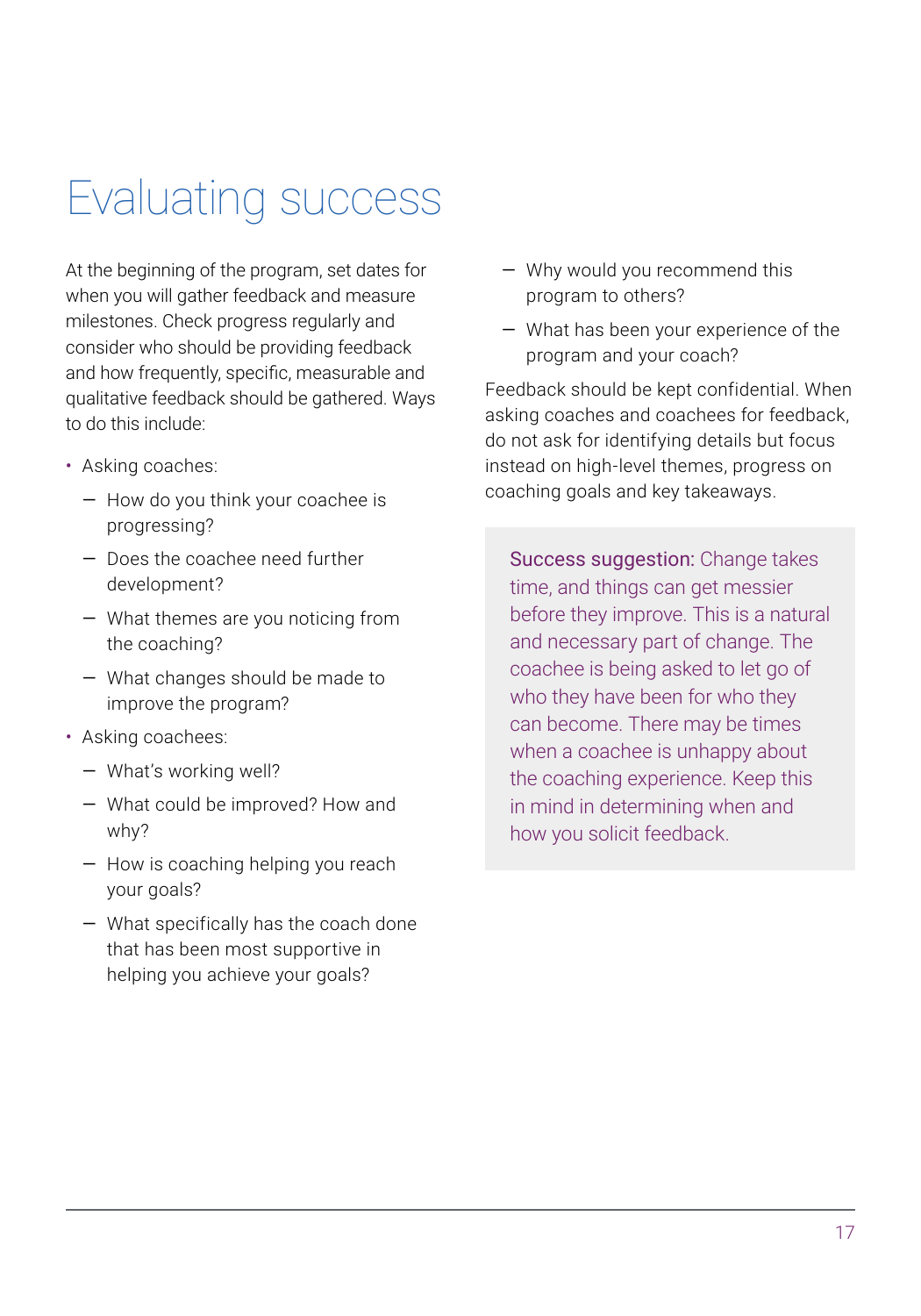# Evaluating success

At the beginning of the program, set dates for when you will gather feedback and measure milestones. Check progress regularly and consider who should be providing feedback and how frequently, specific, measurable and qualitative feedback should be gathered. Ways to do this include:

- Asking coaches:
  - How do you think your coachee is progressing?
  - Does the coachee need further development?
  - What themes are you noticing from the coaching?
  - What changes should be made to improve the program?
- Asking coachees:
  - What's working well?
  - What could be improved? How and why?
  - How is coaching helping you reach your goals?
  - What specifically has the coach done that has been most supportive in helping you achieve your goals?
  - Why would you recommend this program to others?
  - What has been your experience of the program and your coach?

Feedback should be kept confidential. When asking coaches and coachees for feedback, do not ask for identifying details but focus instead on high-level themes, progress on coaching goals and key takeaways.

> **Success suggestion:** Change takes time, and things can get messier before they improve. This is a natural and necessary part of change. The coachee is being asked to let go of who they have been for who they can become. There may be times when a coachee is unhappy about the coaching experience. Keep this in mind in determining when and how you solicit feedback.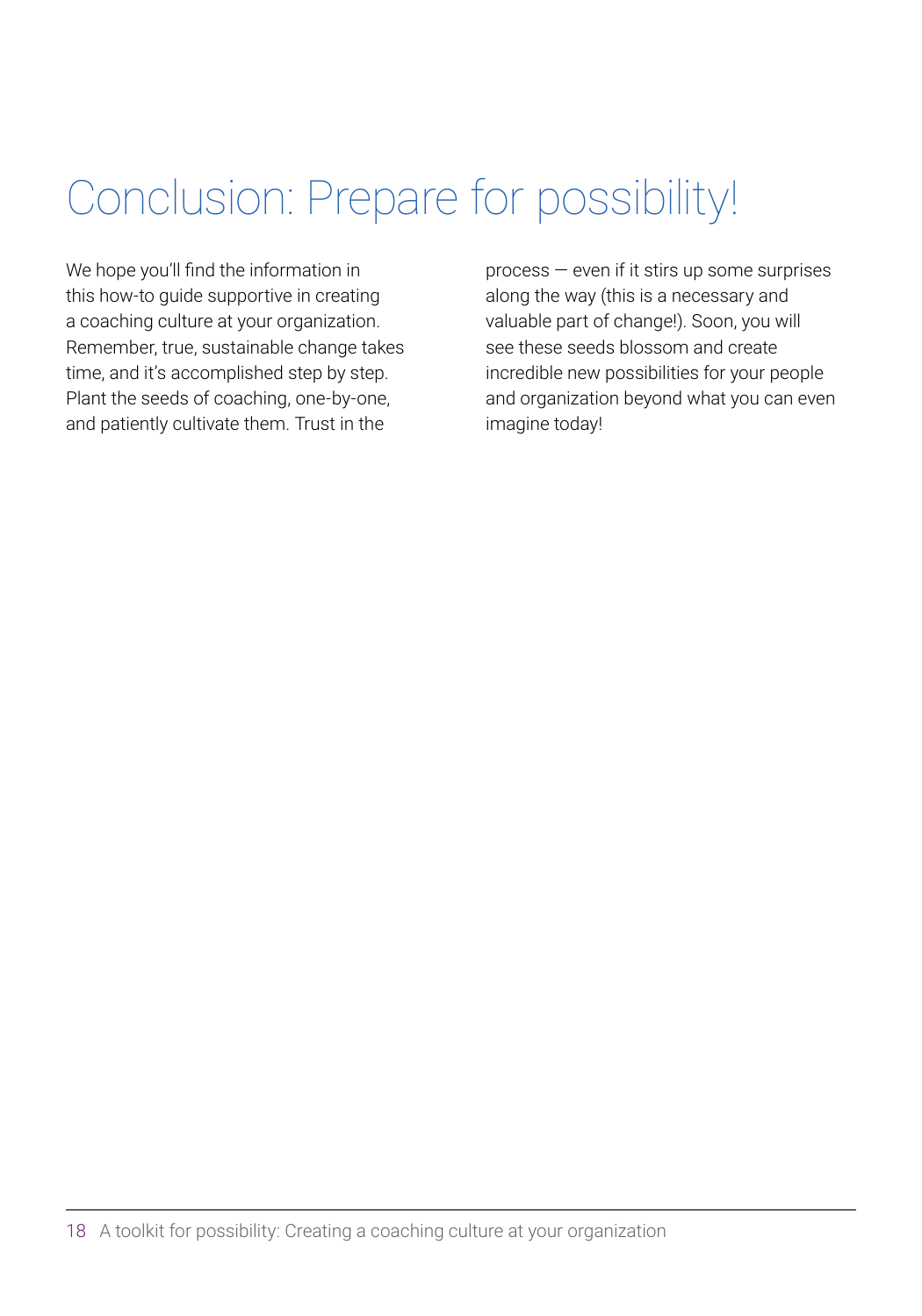# Conclusion: Prepare for possibility!

We hope you'll find the information in this how-to guide supportive in creating a coaching culture at your organization. Remember, true, sustainable change takes time, and it's accomplished step by step. Plant the seeds of coaching, one-by-one, and patiently cultivate them. Trust in the process — even if it stirs up some surprises along the way (this is a necessary and valuable part of change!). Soon, you will see these seeds blossom and create incredible new possibilities for your people and organization beyond what you can even imagine today!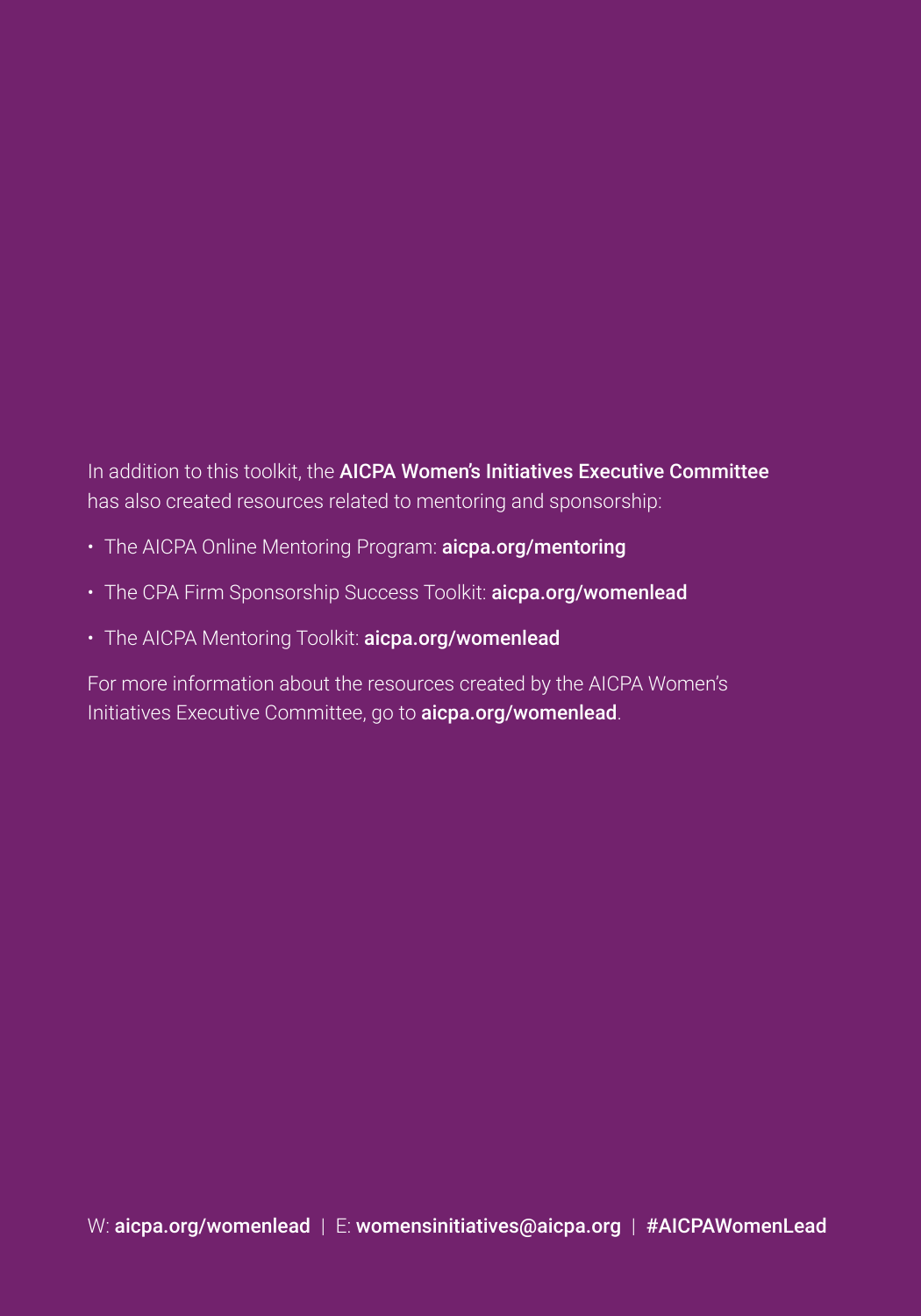In addition to this toolkit, the **AICPA Women's Initiatives Executive Committee** has also created resources related to mentoring and sponsorship:

- The AICPA Online Mentoring Program: **aicpa.org/mentoring**
- The CPA Firm Sponsorship Success Toolkit: **aicpa.org/womenlead**
- The AICPA Mentoring Toolkit: **aicpa.org/womenlead**

For more information about the resources created by the AICPA Women's Initiatives Executive Committee, go to **aicpa.org/womenlead**.

W: **aicpa.org/womenlead** | E: **womensinitiatives@aicpa.org** | **#AICPAWomenLead**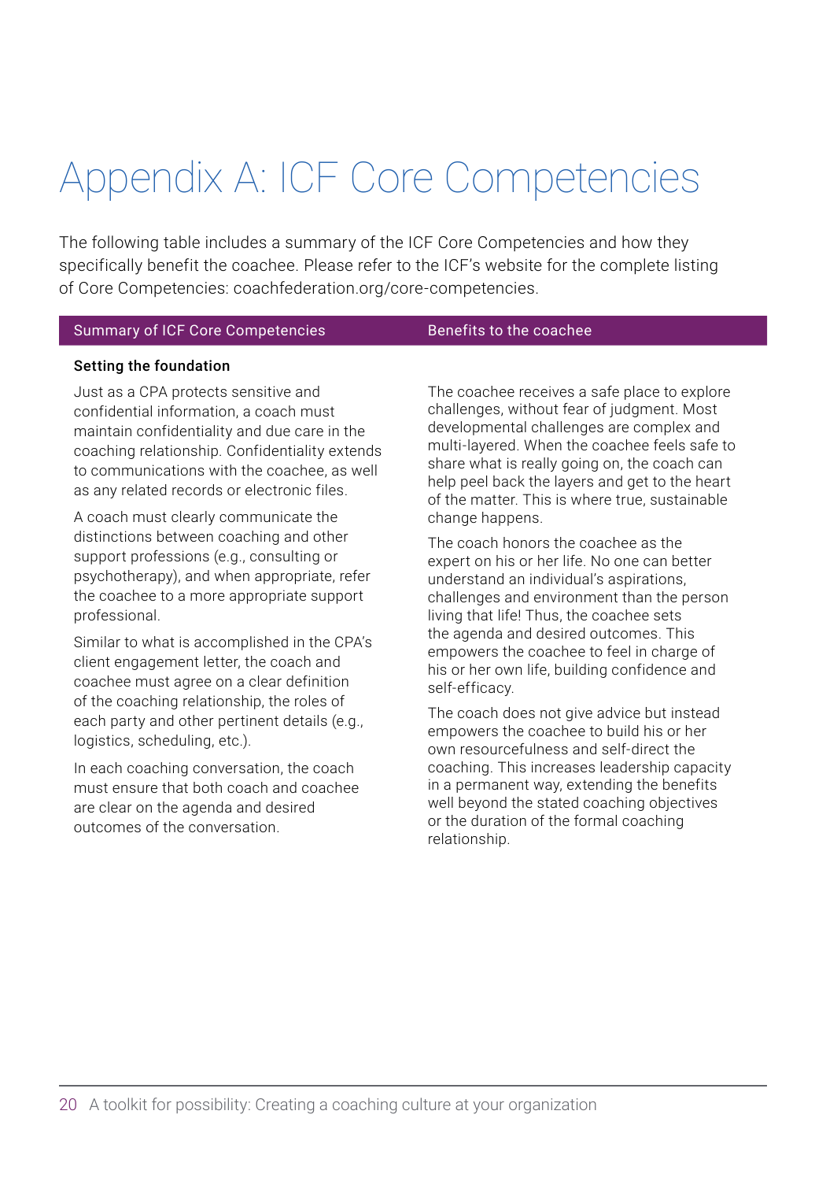# Appendix A: ICF Core Competencies

The following table includes a summary of the ICF Core Competencies and how they specifically benefit the coachee. Please refer to the ICF's website for the complete listing of Core Competencies: coachfederation.org/core-competencies.

| Summary of ICF Core Competencies | Benefits to the coachee |
| --- | --- |
| **Setting the foundation** | |
| Just as a CPA protects sensitive and confidential information, a coach must maintain confidentiality and due care in the coaching relationship. Confidentiality extends to communications with the coachee, as well as any related records or electronic files. | The coachee receives a safe place to explore challenges, without fear of judgment. Most developmental challenges are complex and multi-layered. When the coachee feels safe to share what is really going on, the coach can help peel back the layers and get to the heart of the matter. This is where true, sustainable change happens. |
| A coach must clearly communicate the distinctions between coaching and other support professions (e.g., consulting or psychotherapy), and when appropriate, refer the coachee to a more appropriate support professional. | The coach honors the coachee as the expert on his or her life. No one can better understand an individual's aspirations, challenges and environment than the person living that life! Thus, the coachee sets the agenda and desired outcomes. This empowers the coachee to feel in charge of his or her own life, building confidence and self-efficacy. |
| Similar to what is accomplished in the CPA's client engagement letter, the coach and coachee must agree on a clear definition of the coaching relationship, the roles of each party and other pertinent details (e.g., logistics, scheduling, etc.). | The coach does not give advice but instead empowers the coachee to build his or her own resourcefulness and self-direct the coaching. This increases leadership capacity in a permanent way, extending the benefits well beyond the stated coaching objectives or the duration of the formal coaching relationship. |
| In each coaching conversation, the coach must ensure that both coach and coachee are clear on the agenda and desired outcomes of the conversation. | |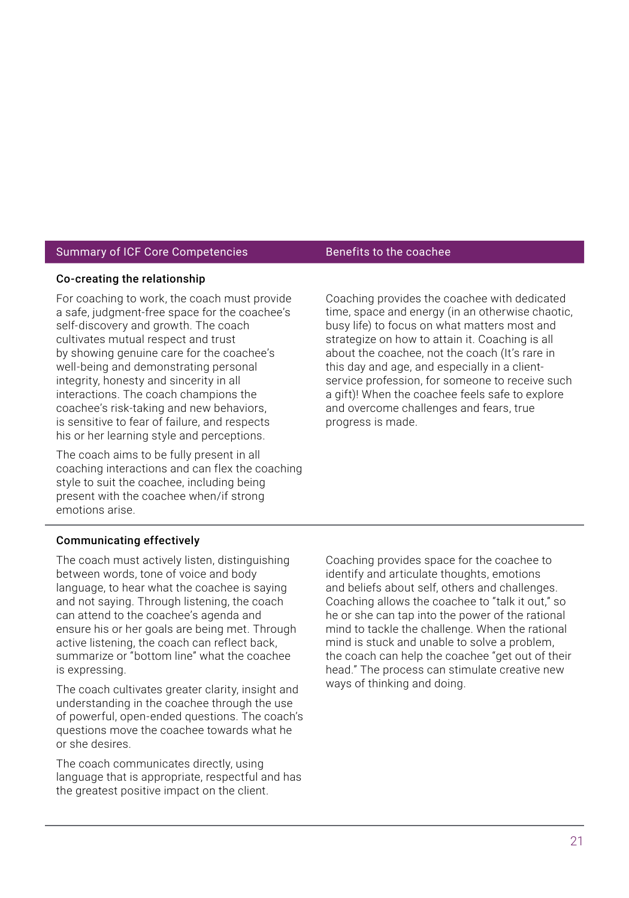| Summary of ICF Core Competencies | Benefits to the coachee |
|---|---|
| **Co-creating the relationship**<br><br>For coaching to work, the coach must provide a safe, judgment-free space for the coachee's self-discovery and growth. The coach cultivates mutual respect and trust by showing genuine care for the coachee's well-being and demonstrating personal integrity, honesty and sincerity in all interactions. The coach champions the coachee's risk-taking and new behaviors, is sensitive to fear of failure, and respects his or her learning style and perceptions.<br><br>The coach aims to be fully present in all coaching interactions and can flex the coaching style to suit the coachee, including being present with the coachee when/if strong emotions arise. | Coaching provides the coachee with dedicated time, space and energy (in an otherwise chaotic, busy life) to focus on what matters most and strategize on how to attain it. Coaching is all about the coachee, not the coach (It's rare in this day and age, and especially in a client-service profession, for someone to receive such a gift)! When the coachee feels safe to explore and overcome challenges and fears, true progress is made. |
| **Communicating effectively**<br><br>The coach must actively listen, distinguishing between words, tone of voice and body language, to hear what the coachee is saying and not saying. Through listening, the coach can attend to the coachee's agenda and ensure his or her goals are being met. Through active listening, the coach can reflect back, summarize or "bottom line" what the coachee is expressing.<br><br>The coach cultivates greater clarity, insight and understanding in the coachee through the use of powerful, open-ended questions. The coach's questions move the coachee towards what he or she desires.<br><br>The coach communicates directly, using language that is appropriate, respectful and has the greatest positive impact on the client. | Coaching provides space for the coachee to identify and articulate thoughts, emotions and beliefs about self, others and challenges. Coaching allows the coachee to "talk it out," so he or she can tap into the power of the rational mind to tackle the challenge. When the rational mind is stuck and unable to solve a problem, the coach can help the coachee "get out of their head." The process can stimulate creative new ways of thinking and doing. |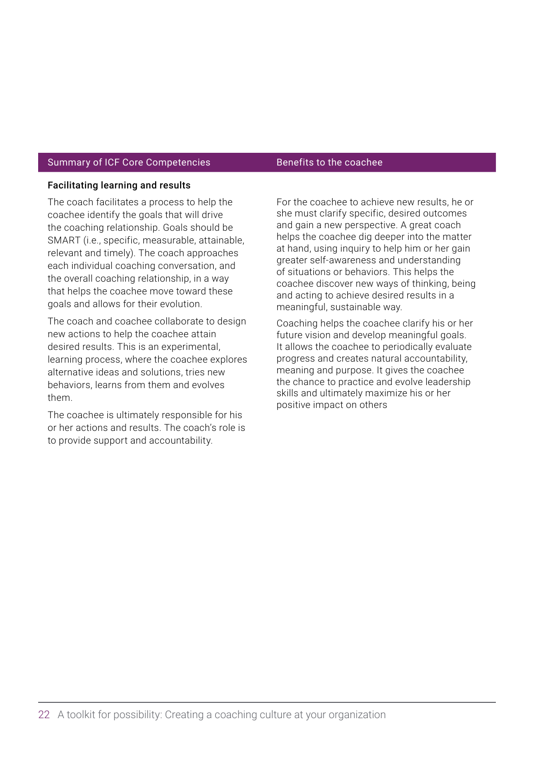| Summary of ICF Core Competencies | Benefits to the coachee |
|---|---|
| **Facilitating learning and results** | |
| The coach facilitates a process to help the coachee identify the goals that will drive the coaching relationship. Goals should be SMART (i.e., specific, measurable, attainable, relevant and timely). The coach approaches each individual coaching conversation, and the overall coaching relationship, in a way that helps the coachee move toward these goals and allows for their evolution. | For the coachee to achieve new results, he or she must clarify specific, desired outcomes and gain a new perspective. A great coach helps the coachee dig deeper into the matter at hand, using inquiry to help him or her gain greater self-awareness and understanding of situations or behaviors. This helps the coachee discover new ways of thinking, being and acting to achieve desired results in a meaningful, sustainable way. |
| The coach and coachee collaborate to design new actions to help the coachee attain desired results. This is an experimental, learning process, where the coachee explores alternative ideas and solutions, tries new behaviors, learns from them and evolves them. | Coaching helps the coachee clarify his or her future vision and develop meaningful goals. It allows the coachee to periodically evaluate progress and creates natural accountability, meaning and purpose. It gives the coachee the chance to practice and evolve leadership skills and ultimately maximize his or her positive impact on others |
| The coachee is ultimately responsible for his or her actions and results. The coach's role is to provide support and accountability. | |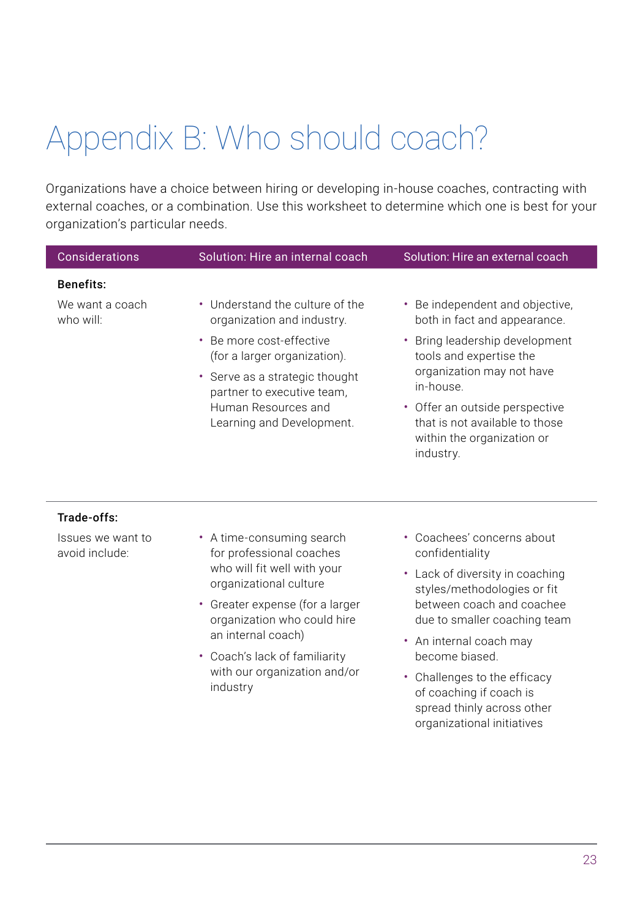# Appendix B: Who should coach?

Organizations have a choice between hiring or developing in-house coaches, contracting with external coaches, or a combination. Use this worksheet to determine which one is best for your organization's particular needs.

| Considerations | Solution: Hire an internal coach | Solution: Hire an external coach |
|---|---|---|
| **Benefits:**<br>We want a coach who will: | • Understand the culture of the organization and industry.<br>• Be more cost-effective (for a larger organization).<br>• Serve as a strategic thought partner to executive team, Human Resources and Learning and Development. | • Be independent and objective, both in fact and appearance.<br>• Bring leadership development tools and expertise the organization may not have in-house.<br>• Offer an outside perspective that is not available to those within the organization or industry. |
| **Trade-offs:**<br>Issues we want to avoid include: | • A time-consuming search for professional coaches who will fit well with your organizational culture<br>• Greater expense (for a larger organization who could hire an internal coach)<br>• Coach's lack of familiarity with our organization and/or industry | • Coachees' concerns about confidentiality<br>• Lack of diversity in coaching styles/methodologies or fit between coach and coachee due to smaller coaching team<br>• An internal coach may become biased.<br>• Challenges to the efficacy of coaching if coach is spread thinly across other organizational initiatives |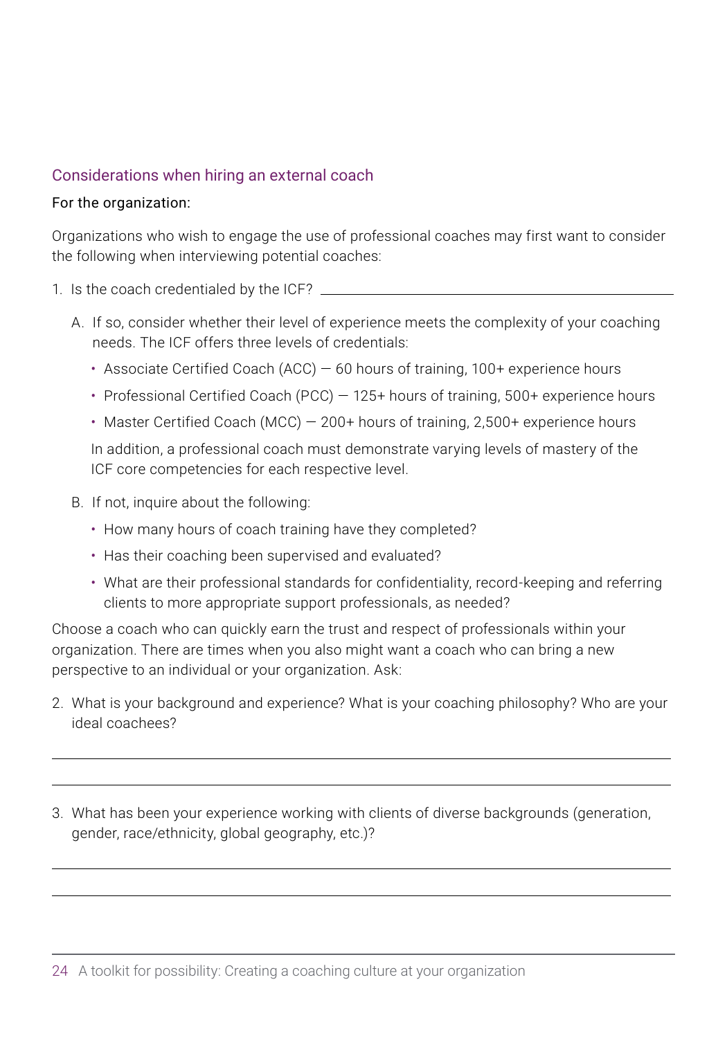## Considerations when hiring an external coach

**For the organization:**

Organizations who wish to engage the use of professional coaches may first want to consider the following when interviewing potential coaches:

1. Is the coach credentialed by the ICF? \_\_\_\_\_\_\_\_\_\_\_\_\_\_\_\_\_\_\_\_\_\_\_\_\_\_\_\_\_\_\_\_\_\_\_\_\_\_\_\_

   A. If so, consider whether their level of experience meets the complexity of your coaching needs. The ICF offers three levels of credentials:

   - Associate Certified Coach (ACC) — 60 hours of training, 100+ experience hours
   - Professional Certified Coach (PCC) — 125+ hours of training, 500+ experience hours
   - Master Certified Coach (MCC) — 200+ hours of training, 2,500+ experience hours

   In addition, a professional coach must demonstrate varying levels of mastery of the ICF core competencies for each respective level.

   B. If not, inquire about the following:

   - How many hours of coach training have they completed?
   - Has their coaching been supervised and evaluated?
   - What are their professional standards for confidentiality, record-keeping and referring clients to more appropriate support professionals, as needed?

Choose a coach who can quickly earn the trust and respect of professionals within your organization. There are times when you also might want a coach who can bring a new perspective to an individual or your organization. Ask:

2. What is your background and experience? What is your coaching philosophy? Who are your ideal coachees?

\_\_\_\_\_\_\_\_\_\_\_\_\_\_\_\_\_\_\_\_\_\_\_\_\_\_\_\_\_\_\_\_\_\_\_\_\_\_\_\_\_\_\_\_\_\_\_\_\_\_\_\_\_\_\_\_\_\_\_\_\_\_\_\_\_\_\_\_\_\_\_\_

\_\_\_\_\_\_\_\_\_\_\_\_\_\_\_\_\_\_\_\_\_\_\_\_\_\_\_\_\_\_\_\_\_\_\_\_\_\_\_\_\_\_\_\_\_\_\_\_\_\_\_\_\_\_\_\_\_\_\_\_\_\_\_\_\_\_\_\_\_\_\_\_

3. What has been your experience working with clients of diverse backgrounds (generation, gender, race/ethnicity, global geography, etc.)?

\_\_\_\_\_\_\_\_\_\_\_\_\_\_\_\_\_\_\_\_\_\_\_\_\_\_\_\_\_\_\_\_\_\_\_\_\_\_\_\_\_\_\_\_\_\_\_\_\_\_\_\_\_\_\_\_\_\_\_\_\_\_\_\_\_\_\_\_\_\_\_\_

\_\_\_\_\_\_\_\_\_\_\_\_\_\_\_\_\_\_\_\_\_\_\_\_\_\_\_\_\_\_\_\_\_\_\_\_\_\_\_\_\_\_\_\_\_\_\_\_\_\_\_\_\_\_\_\_\_\_\_\_\_\_\_\_\_\_\_\_\_\_\_\_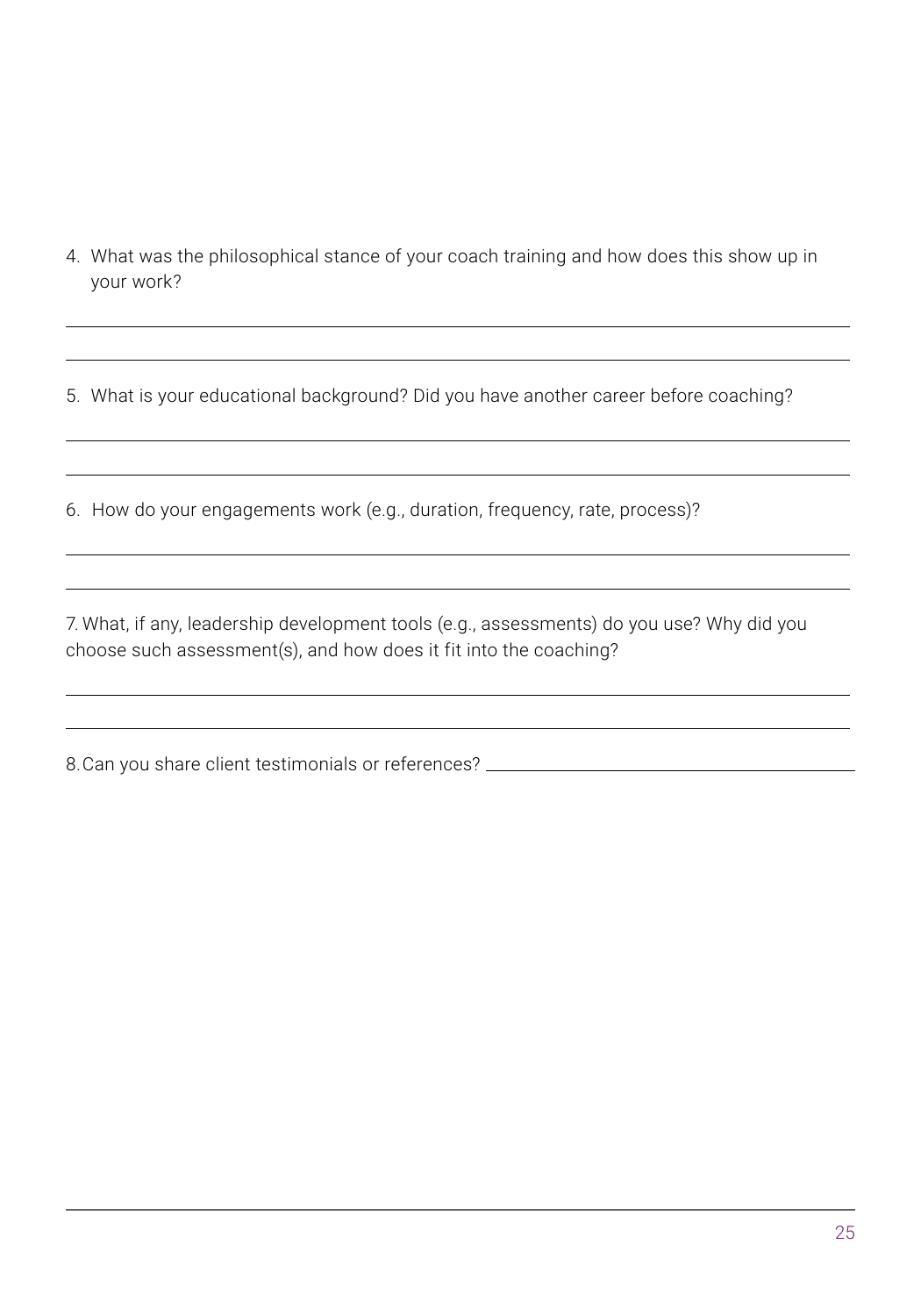4. What was the philosophical stance of your coach training and how does this show up in your work?

______________________________________________________________________

______________________________________________________________________

5. What is your educational background? Did you have another career before coaching?

______________________________________________________________________

______________________________________________________________________

6. How do your engagements work (e.g., duration, frequency, rate, process)?

______________________________________________________________________

______________________________________________________________________

7. What, if any, leadership development tools (e.g., assessments) do you use? Why did you choose such assessment(s), and how does it fit into the coaching?

______________________________________________________________________

______________________________________________________________________

8. Can you share client testimonials or references? ______________________________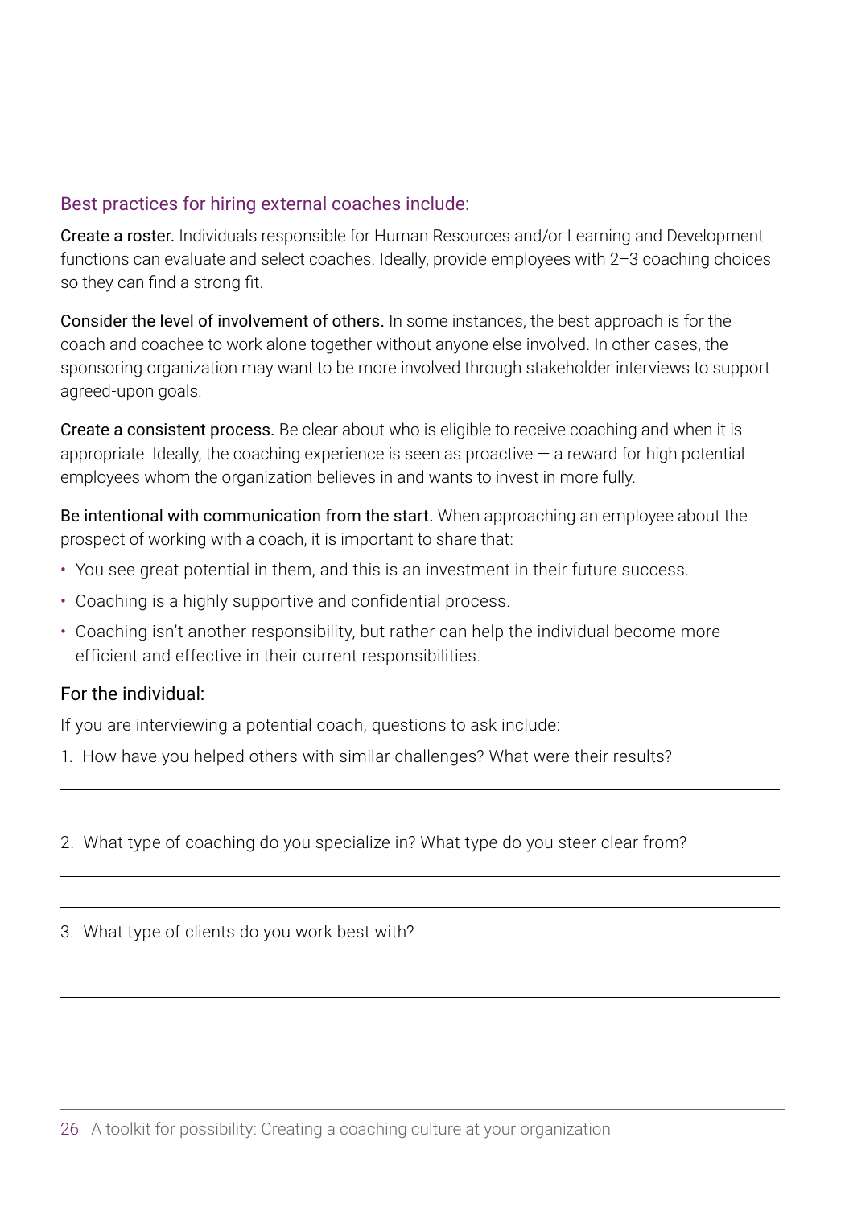### Best practices for hiring external coaches include:

**Create a roster.** Individuals responsible for Human Resources and/or Learning and Development functions can evaluate and select coaches. Ideally, provide employees with 2–3 coaching choices so they can find a strong fit.

**Consider the level of involvement of others.** In some instances, the best approach is for the coach and coachee to work alone together without anyone else involved. In other cases, the sponsoring organization may want to be more involved through stakeholder interviews to support agreed-upon goals.

**Create a consistent process.** Be clear about who is eligible to receive coaching and when it is appropriate. Ideally, the coaching experience is seen as proactive — a reward for high potential employees whom the organization believes in and wants to invest in more fully.

**Be intentional with communication from the start.** When approaching an employee about the prospect of working with a coach, it is important to share that:

- You see great potential in them, and this is an investment in their future success.
- Coaching is a highly supportive and confidential process.
- Coaching isn't another responsibility, but rather can help the individual become more efficient and effective in their current responsibilities.

### For the individual:

If you are interviewing a potential coach, questions to ask include:

1. How have you helped others with similar challenges? What were their results?

___

___

2. What type of coaching do you specialize in? What type do you steer clear from?

___

___

3. What type of clients do you work best with?

___

___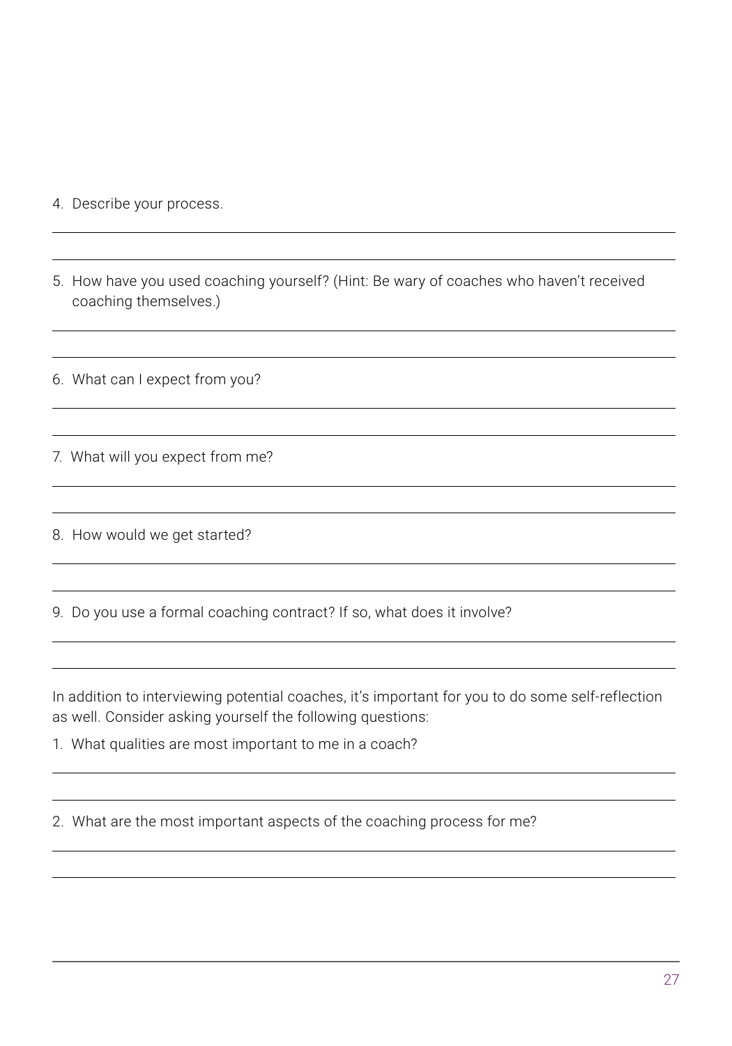4. Describe your process.

5. How have you used coaching yourself? (Hint: Be wary of coaches who haven't received coaching themselves.)

6. What can I expect from you?

7. What will you expect from me?

8. How would we get started?

9. Do you use a formal coaching contract? If so, what does it involve?

In addition to interviewing potential coaches, it's important for you to do some self-reflection as well. Consider asking yourself the following questions:

1. What qualities are most important to me in a coach?

2. What are the most important aspects of the coaching process for me?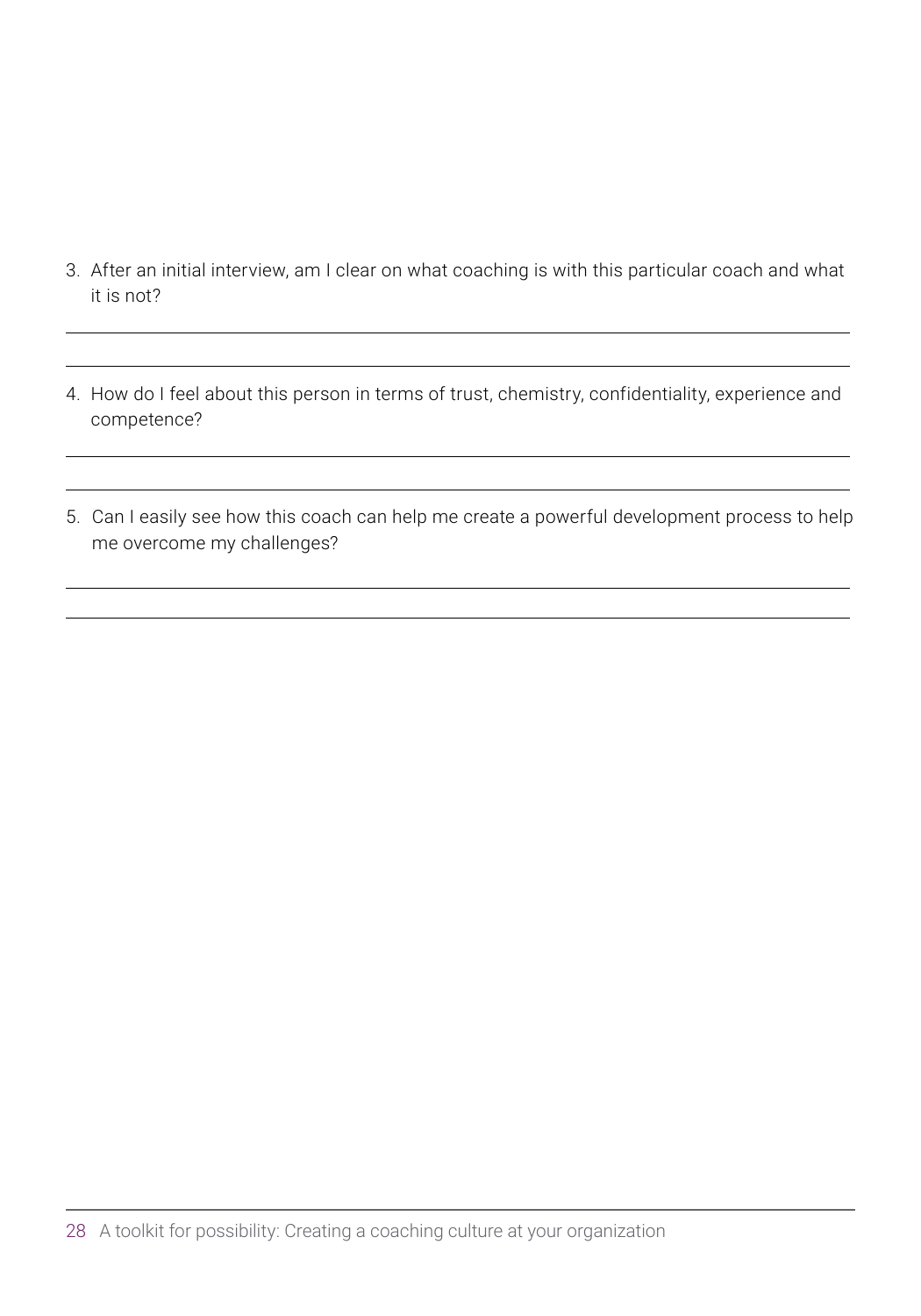3. After an initial interview, am I clear on what coaching is with this particular coach and what it is not?

4. How do I feel about this person in terms of trust, chemistry, confidentiality, experience and competence?

5. Can I easily see how this coach can help me create a powerful development process to help me overcome my challenges?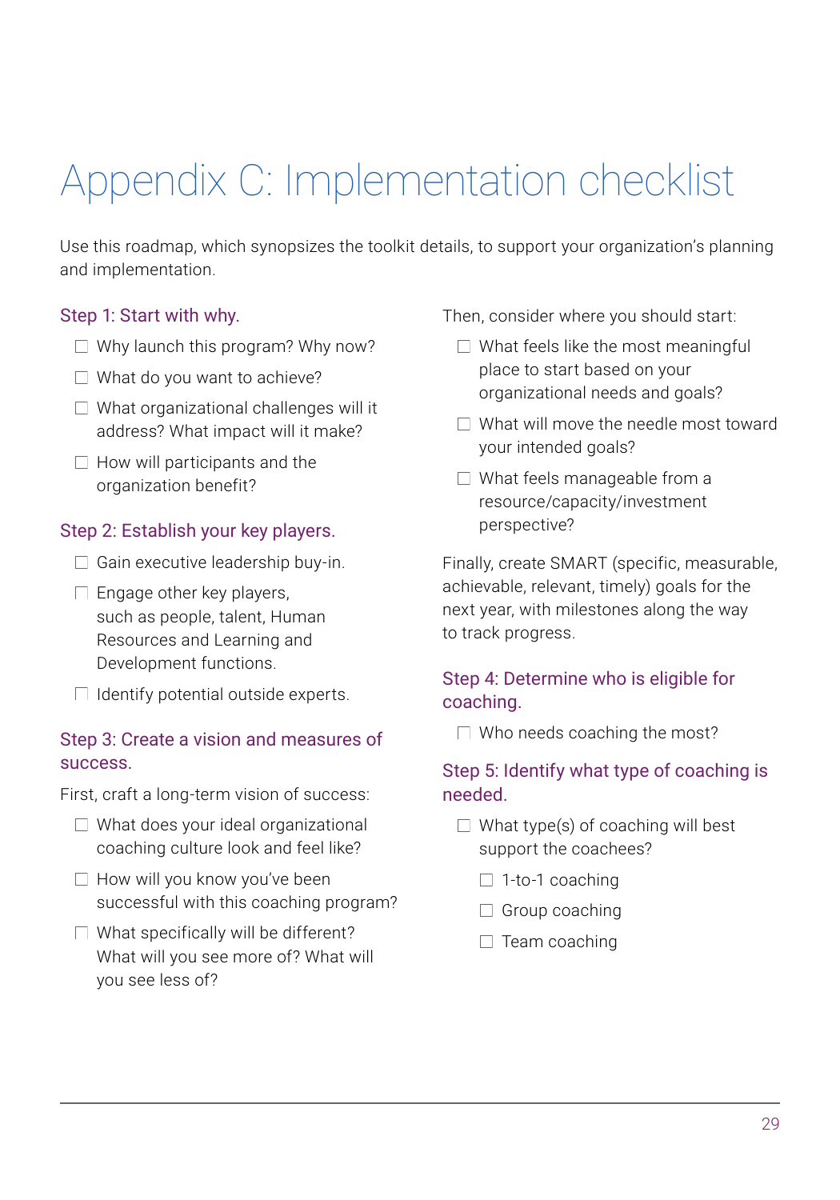# Appendix C: Implementation checklist

Use this roadmap, which synopsizes the toolkit details, to support your organization's planning and implementation.

## Step 1: Start with why.

- ☐ Why launch this program? Why now?
- ☐ What do you want to achieve?
- ☐ What organizational challenges will it address? What impact will it make?
- ☐ How will participants and the organization benefit?

## Step 2: Establish your key players.

- ☐ Gain executive leadership buy-in.
- ☐ Engage other key players, such as people, talent, Human Resources and Learning and Development functions.
- ☐ Identify potential outside experts.

## Step 3: Create a vision and measures of success.

First, craft a long-term vision of success:

- ☐ What does your ideal organizational coaching culture look and feel like?
- ☐ How will you know you've been successful with this coaching program?
- ☐ What specifically will be different? What will you see more of? What will you see less of?

Then, consider where you should start:

- ☐ What feels like the most meaningful place to start based on your organizational needs and goals?
- ☐ What will move the needle most toward your intended goals?
- ☐ What feels manageable from a resource/capacity/investment perspective?

Finally, create SMART (specific, measurable, achievable, relevant, timely) goals for the next year, with milestones along the way to track progress.

## Step 4: Determine who is eligible for coaching.

- ☐ Who needs coaching the most?

## Step 5: Identify what type of coaching is needed.

- ☐ What type(s) of coaching will best support the coachees?
  - ☐ 1-to-1 coaching
  - ☐ Group coaching
  - ☐ Team coaching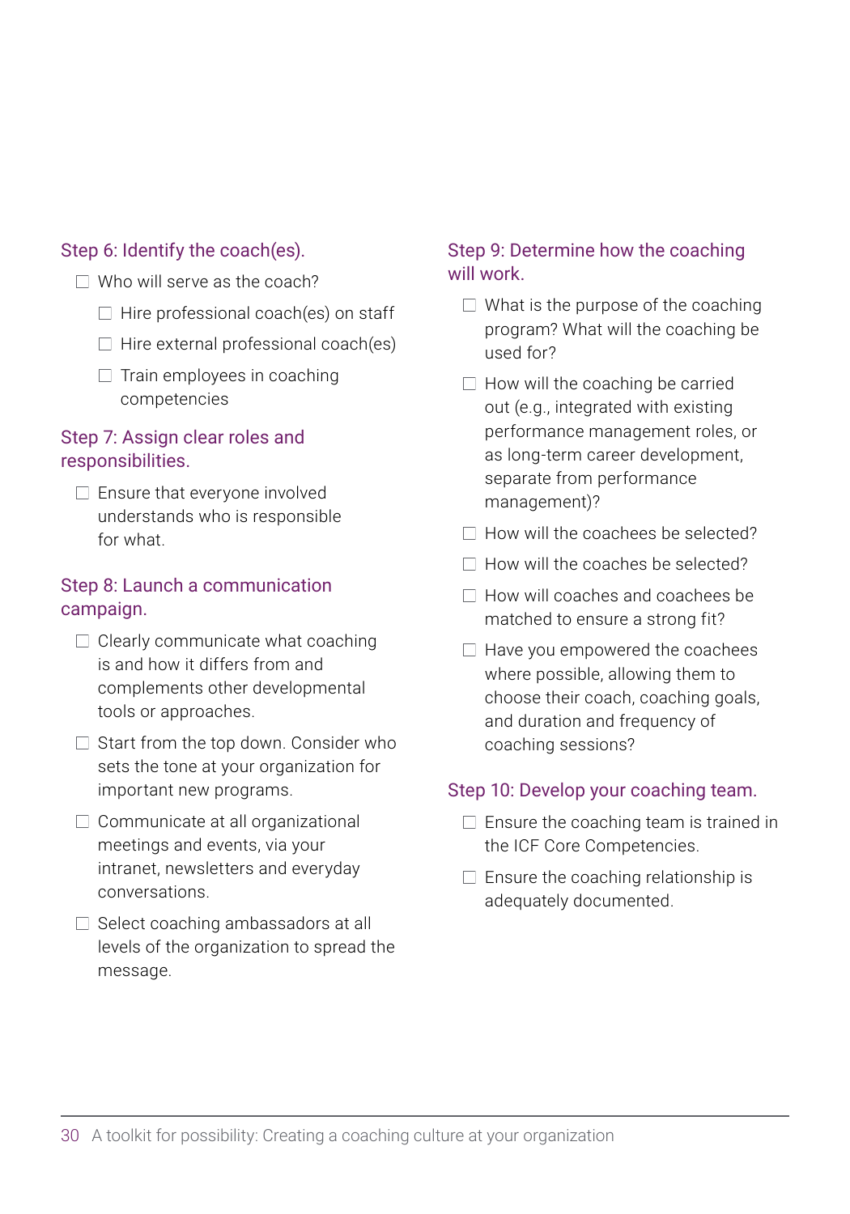### Step 6: Identify the coach(es).

- [ ] Who will serve as the coach?
  - [ ] Hire professional coach(es) on staff
  - [ ] Hire external professional coach(es)
  - [ ] Train employees in coaching competencies

### Step 7: Assign clear roles and responsibilities.

- [ ] Ensure that everyone involved understands who is responsible for what.

### Step 8: Launch a communication campaign.

- [ ] Clearly communicate what coaching is and how it differs from and complements other developmental tools or approaches.
- [ ] Start from the top down. Consider who sets the tone at your organization for important new programs.
- [ ] Communicate at all organizational meetings and events, via your intranet, newsletters and everyday conversations.
- [ ] Select coaching ambassadors at all levels of the organization to spread the message.

### Step 9: Determine how the coaching will work.

- [ ] What is the purpose of the coaching program? What will the coaching be used for?
- [ ] How will the coaching be carried out (e.g., integrated with existing performance management roles, or as long-term career development, separate from performance management)?
- [ ] How will the coachees be selected?
- [ ] How will the coaches be selected?
- [ ] How will coaches and coachees be matched to ensure a strong fit?
- [ ] Have you empowered the coachees where possible, allowing them to choose their coach, coaching goals, and duration and frequency of coaching sessions?

### Step 10: Develop your coaching team.

- [ ] Ensure the coaching team is trained in the ICF Core Competencies.
- [ ] Ensure the coaching relationship is adequately documented.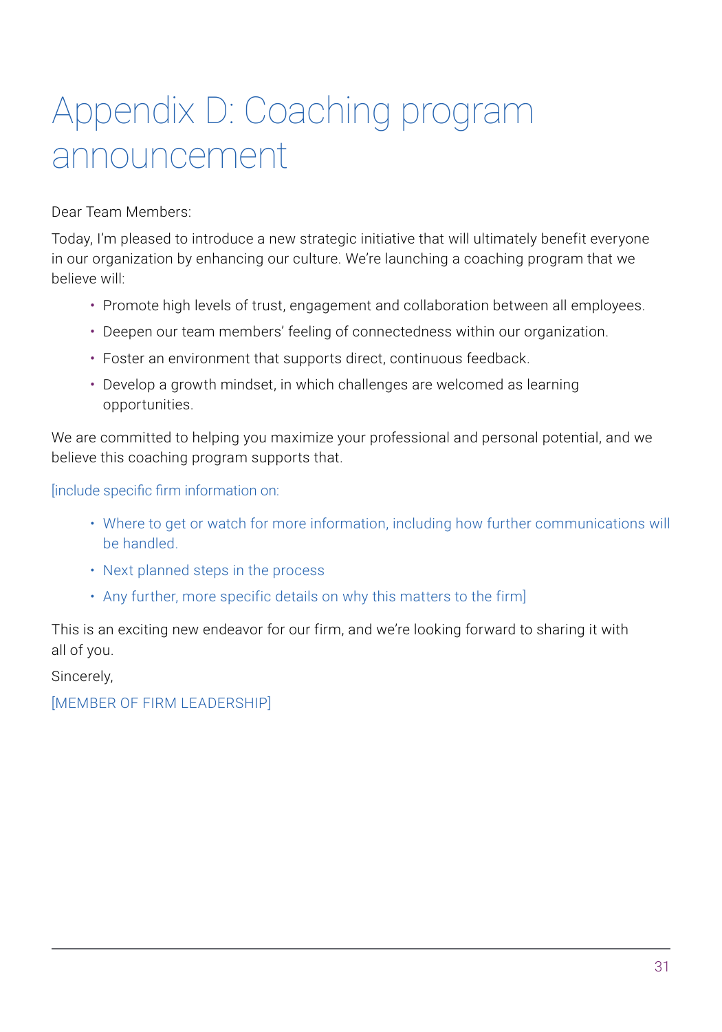# Appendix D: Coaching program announcement

Dear Team Members:

Today, I'm pleased to introduce a new strategic initiative that will ultimately benefit everyone in our organization by enhancing our culture. We're launching a coaching program that we believe will:

- Promote high levels of trust, engagement and collaboration between all employees.
- Deepen our team members' feeling of connectedness within our organization.
- Foster an environment that supports direct, continuous feedback.
- Develop a growth mindset, in which challenges are welcomed as learning opportunities.

We are committed to helping you maximize your professional and personal potential, and we believe this coaching program supports that.

[include specific firm information on:

- Where to get or watch for more information, including how further communications will be handled.
- Next planned steps in the process
- Any further, more specific details on why this matters to the firm]

This is an exciting new endeavor for our firm, and we're looking forward to sharing it with all of you.

Sincerely,

[MEMBER OF FIRM LEADERSHIP]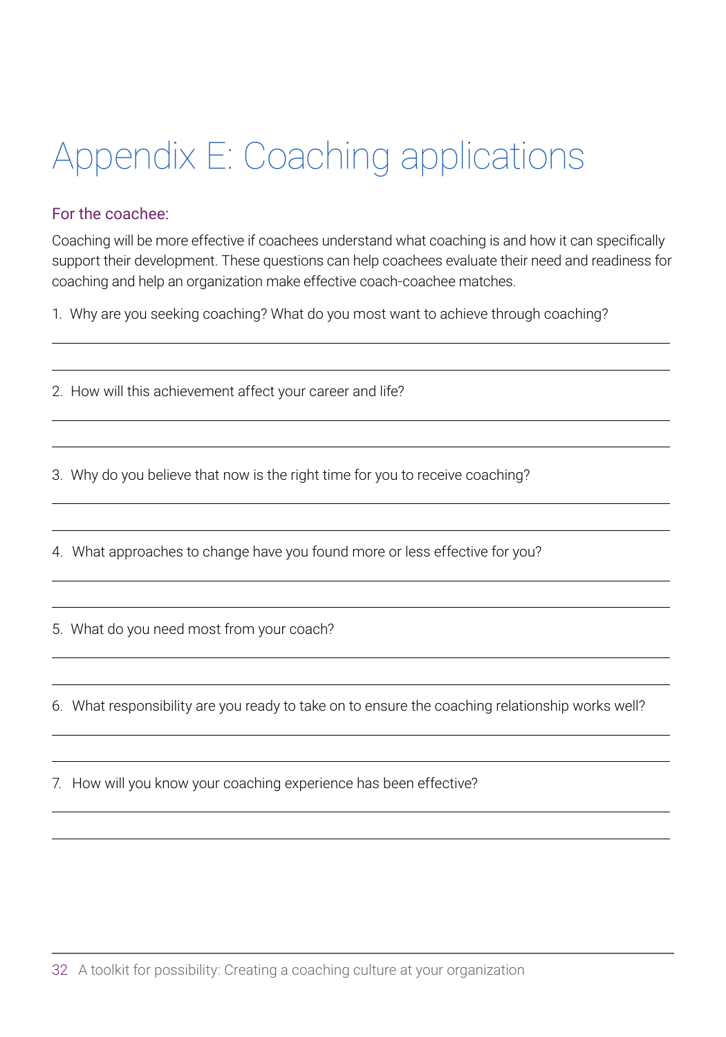# Appendix E: Coaching applications

### For the coachee:

Coaching will be more effective if coachees understand what coaching is and how it can specifically support their development. These questions can help coachees evaluate their need and readiness for coaching and help an organization make effective coach-coachee matches.

1. Why are you seeking coaching? What do you most want to achieve through coaching?

2. How will this achievement affect your career and life?

3. Why do you believe that now is the right time for you to receive coaching?

4. What approaches to change have you found more or less effective for you?

5. What do you need most from your coach?

6. What responsibility are you ready to take on to ensure the coaching relationship works well?

7. How will you know your coaching experience has been effective?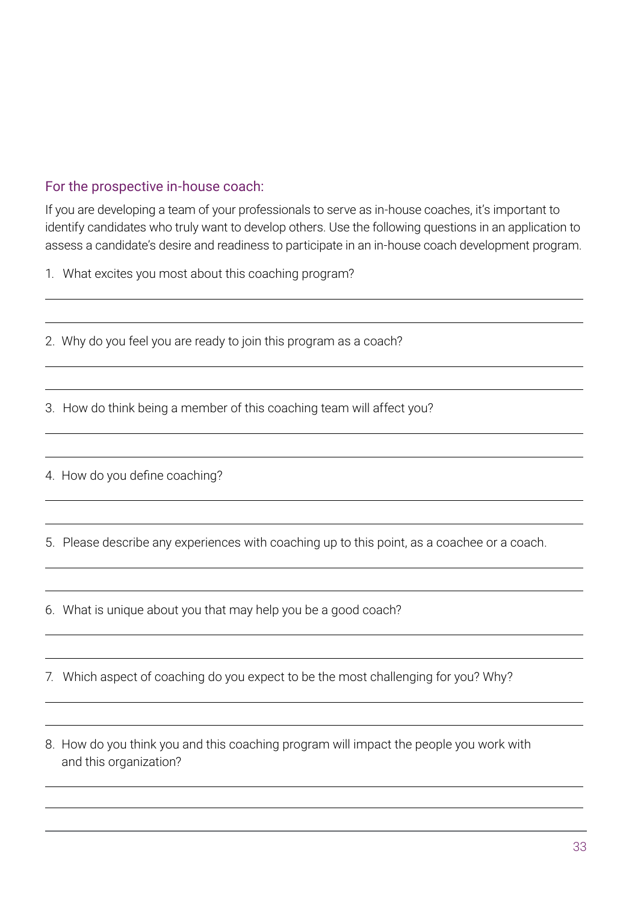### For the prospective in-house coach:

If you are developing a team of your professionals to serve as in-house coaches, it's important to identify candidates who truly want to develop others. Use the following questions in an application to assess a candidate's desire and readiness to participate in an in-house coach development program.

1. What excites you most about this coaching program?

2. Why do you feel you are ready to join this program as a coach?

3. How do think being a member of this coaching team will affect you?

4. How do you define coaching?

5. Please describe any experiences with coaching up to this point, as a coachee or a coach.

6. What is unique about you that may help you be a good coach?

7. Which aspect of coaching do you expect to be the most challenging for you? Why?

8. How do you think you and this coaching program will impact the people you work with and this organization?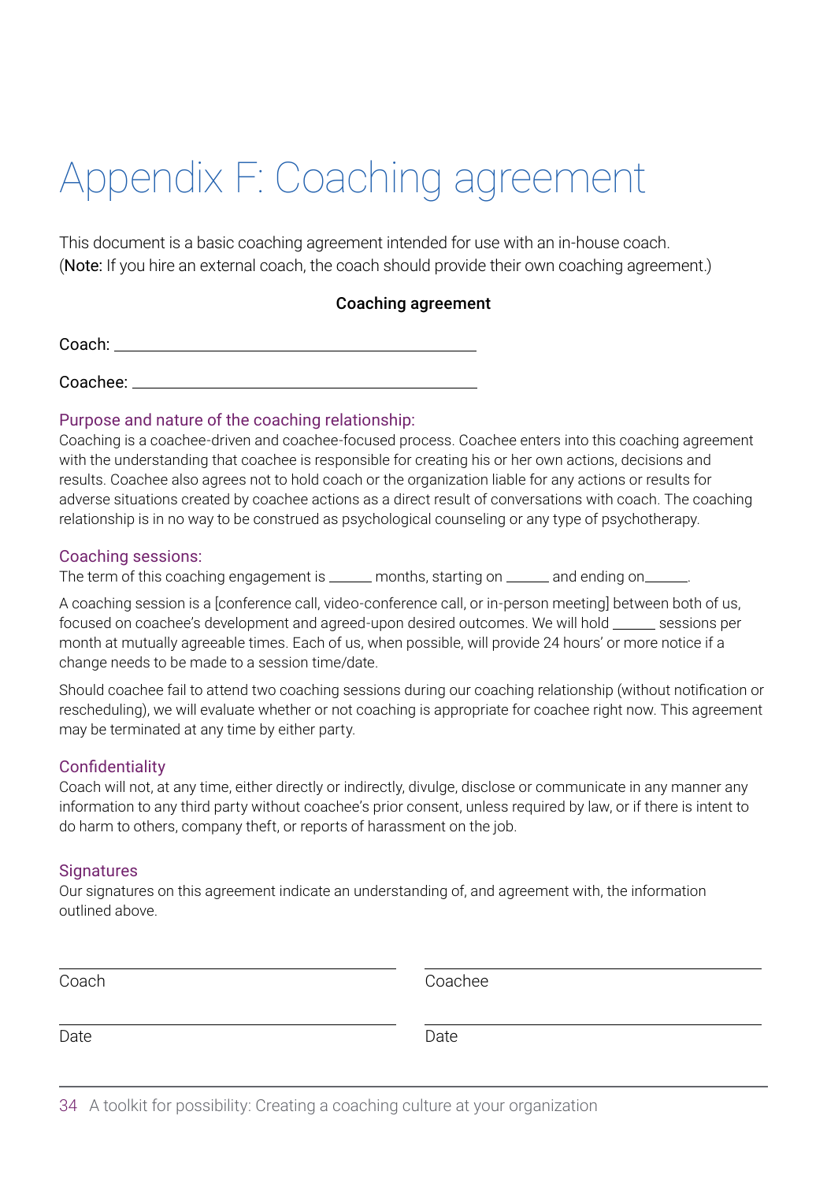# Appendix F: Coaching agreement

This document is a basic coaching agreement intended for use with an in-house coach. (**Note:** If you hire an external coach, the coach should provide their own coaching agreement.)

**Coaching agreement**

Coach: ______________________________________________

Coachee: ____________________________________________

### Purpose and nature of the coaching relationship:

Coaching is a coachee-driven and coachee-focused process. Coachee enters into this coaching agreement with the understanding that coachee is responsible for creating his or her own actions, decisions and results. Coachee also agrees not to hold coach or the organization liable for any actions or results for adverse situations created by coachee actions as a direct result of conversations with coach. The coaching relationship is in no way to be construed as psychological counseling or any type of psychotherapy.

### Coaching sessions:

The term of this coaching engagement is ______ months, starting on ______ and ending on______.

A coaching session is a [conference call, video-conference call, or in-person meeting] between both of us, focused on coachee's development and agreed-upon desired outcomes. We will hold ______ sessions per month at mutually agreeable times. Each of us, when possible, will provide 24 hours' or more notice if a change needs to be made to a session time/date.

Should coachee fail to attend two coaching sessions during our coaching relationship (without notification or rescheduling), we will evaluate whether or not coaching is appropriate for coachee right now. This agreement may be terminated at any time by either party.

### Confidentiality

Coach will not, at any time, either directly or indirectly, divulge, disclose or communicate in any manner any information to any third party without coachee's prior consent, unless required by law, or if there is intent to do harm to others, company theft, or reports of harassment on the job.

### Signatures

Our signatures on this agreement indicate an understanding of, and agreement with, the information outlined above.

______________________________________ ______________________________________

Coach Coachee

______________________________________ ______________________________________

Date Date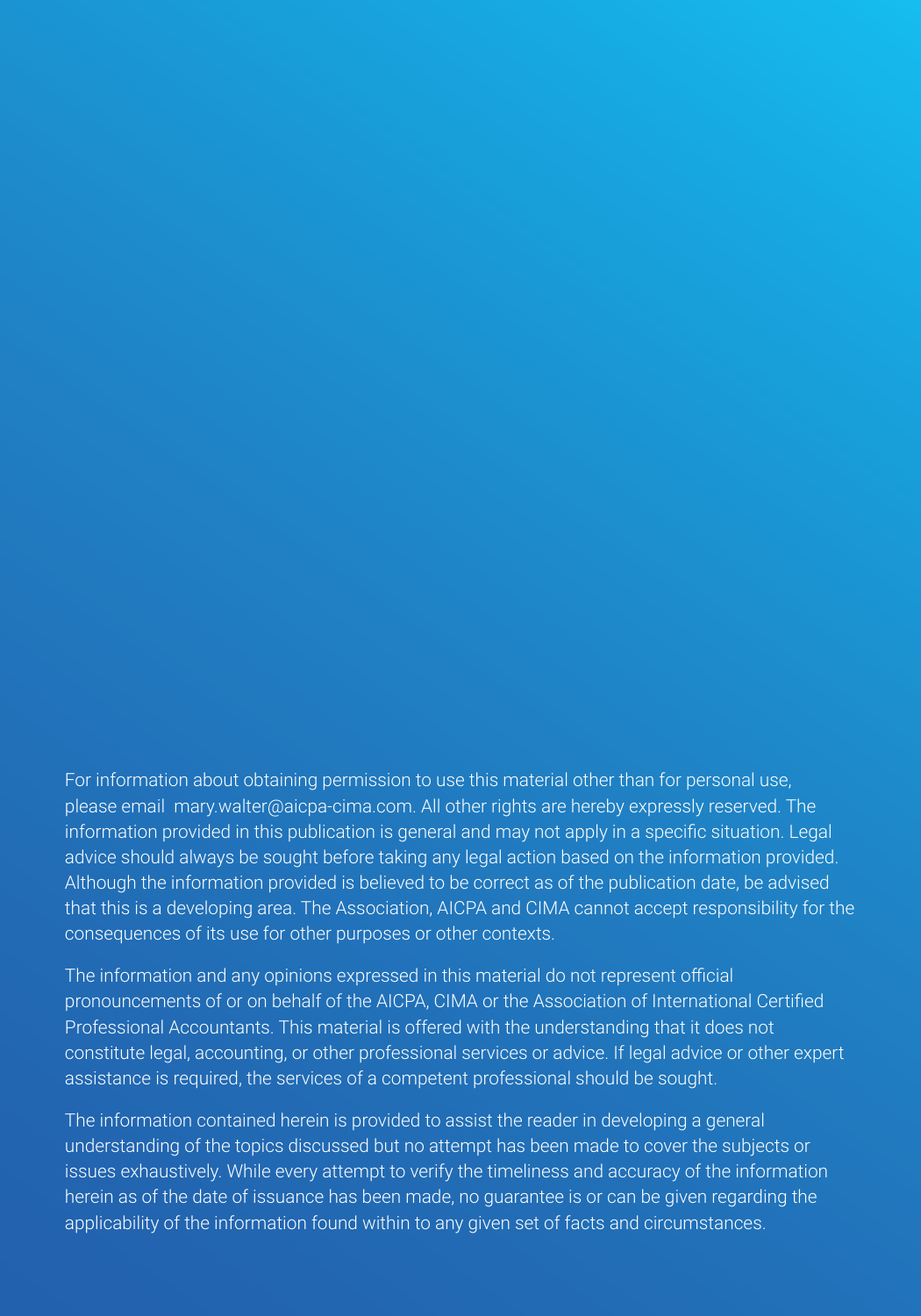For information about obtaining permission to use this material other than for personal use, please email mary.walter@aicpa-cima.com. All other rights are hereby expressly reserved. The information provided in this publication is general and may not apply in a specific situation. Legal advice should always be sought before taking any legal action based on the information provided. Although the information provided is believed to be correct as of the publication date, be advised that this is a developing area. The Association, AICPA and CIMA cannot accept responsibility for the consequences of its use for other purposes or other contexts.

The information and any opinions expressed in this material do not represent official pronouncements of or on behalf of the AICPA, CIMA or the Association of International Certified Professional Accountants. This material is offered with the understanding that it does not constitute legal, accounting, or other professional services or advice. If legal advice or other expert assistance is required, the services of a competent professional should be sought.

The information contained herein is provided to assist the reader in developing a general understanding of the topics discussed but no attempt has been made to cover the subjects or issues exhaustively. While every attempt to verify the timeliness and accuracy of the information herein as of the date of issuance has been made, no guarantee is or can be given regarding the applicability of the information found within to any given set of facts and circumstances.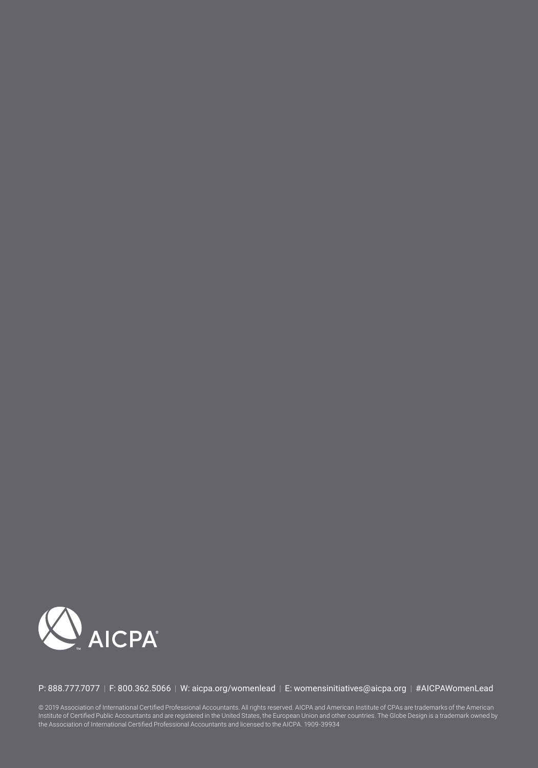AICPA®

P: 888.777.7077 | F: 800.362.5066 | W: aicpa.org/womenlead | E: womensinitiatives@aicpa.org | #AICPAWomenLead

© 2019 Association of International Certified Professional Accountants. All rights reserved. AICPA and American Institute of CPAs are trademarks of the American Institute of Certified Public Accountants and are registered in the United States, the European Union and other countries. The Globe Design is a trademark owned by the Association of International Certified Professional Accountants and licensed to the AICPA. 1909-39934